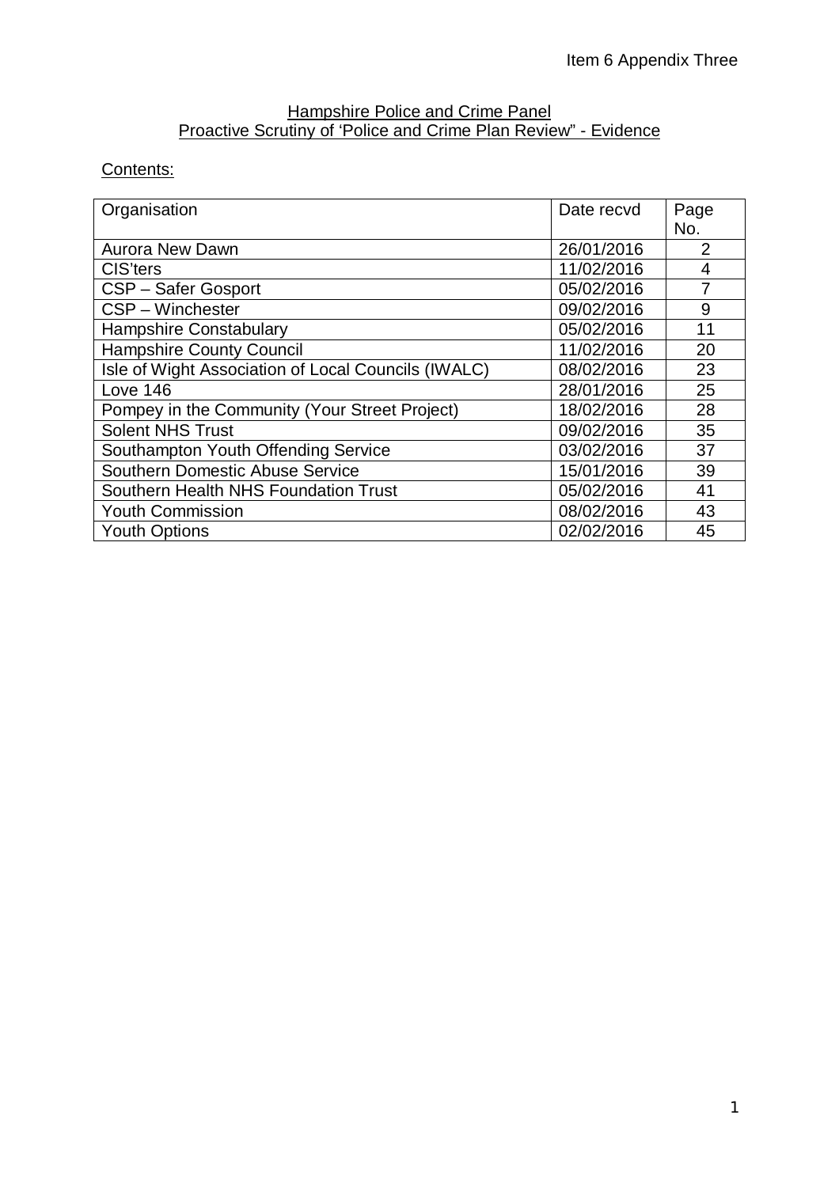Item 6 Appendix Three

## Hampshire Police and Crime Panel
## Proactive Scrutiny of 'Police and Crime Plan Review" - Evidence

Contents:

| Organisation | Date recvd | Page No. |
|---|---|---|
| Aurora New Dawn | 26/01/2016 | 2 |
| CIS'ters | 11/02/2016 | 4 |
| CSP – Safer Gosport | 05/02/2016 | 7 |
| CSP – Winchester | 09/02/2016 | 9 |
| Hampshire Constabulary | 05/02/2016 | 11 |
| Hampshire County Council | 11/02/2016 | 20 |
| Isle of Wight Association of Local Councils (IWALC) | 08/02/2016 | 23 |
| Love 146 | 28/01/2016 | 25 |
| Pompey in the Community (Your Street Project) | 18/02/2016 | 28 |
| Solent NHS Trust | 09/02/2016 | 35 |
| Southampton Youth Offending Service | 03/02/2016 | 37 |
| Southern Domestic Abuse Service | 15/01/2016 | 39 |
| Southern Health NHS Foundation Trust | 05/02/2016 | 41 |
| Youth Commission | 08/02/2016 | 43 |
| Youth Options | 02/02/2016 | 45 |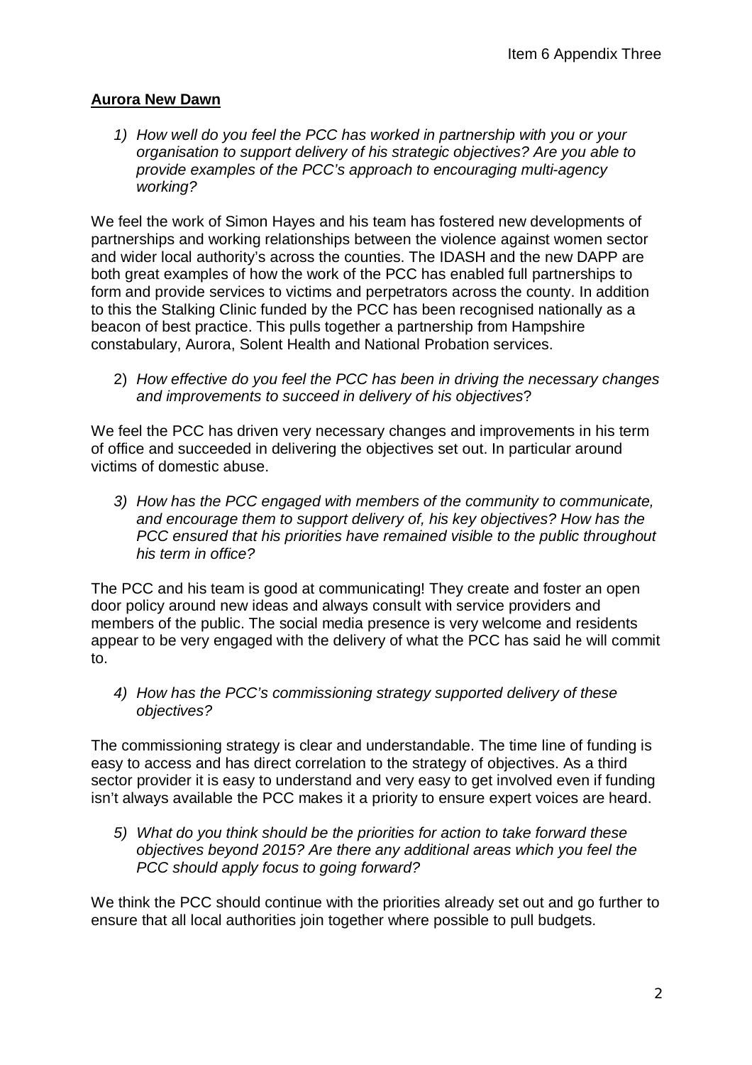Item 6 Appendix Three

**Aurora New Dawn**

1) *How well do you feel the PCC has worked in partnership with you or your organisation to support delivery of his strategic objectives? Are you able to provide examples of the PCC's approach to encouraging multi-agency working?*

We feel the work of Simon Hayes and his team has fostered new developments of partnerships and working relationships between the violence against women sector and wider local authority's across the counties. The IDASH and the new DAPP are both great examples of how the work of the PCC has enabled full partnerships to form and provide services to victims and perpetrators across the county. In addition to this the Stalking Clinic funded by the PCC has been recognised nationally as a beacon of best practice. This pulls together a partnership from Hampshire constabulary, Aurora, Solent Health and National Probation services.

2) *How effective do you feel the PCC has been in driving the necessary changes and improvements to succeed in delivery of his objectives*?

We feel the PCC has driven very necessary changes and improvements in his term of office and succeeded in delivering the objectives set out. In particular around victims of domestic abuse.

3) *How has the PCC engaged with members of the community to communicate, and encourage them to support delivery of, his key objectives? How has the PCC ensured that his priorities have remained visible to the public throughout his term in office?*

The PCC and his team is good at communicating! They create and foster an open door policy around new ideas and always consult with service providers and members of the public. The social media presence is very welcome and residents appear to be very engaged with the delivery of what the PCC has said he will commit to.

4) *How has the PCC's commissioning strategy supported delivery of these objectives?*

The commissioning strategy is clear and understandable. The time line of funding is easy to access and has direct correlation to the strategy of objectives. As a third sector provider it is easy to understand and very easy to get involved even if funding isn't always available the PCC makes it a priority to ensure expert voices are heard.

5) *What do you think should be the priorities for action to take forward these objectives beyond 2015? Are there any additional areas which you feel the PCC should apply focus to going forward?*

We think the PCC should continue with the priorities already set out and go further to ensure that all local authorities join together where possible to pull budgets.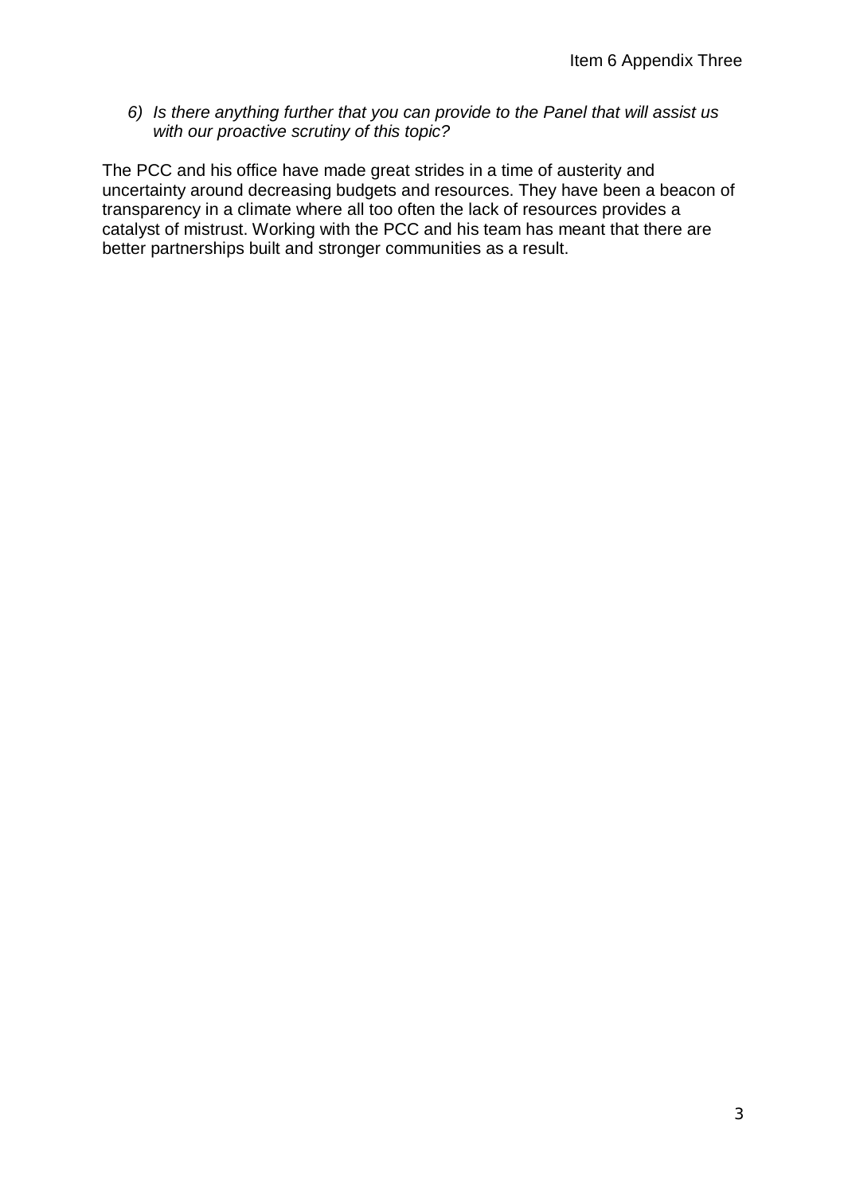6) *Is there anything further that you can provide to the Panel that will assist us with our proactive scrutiny of this topic?*

The PCC and his office have made great strides in a time of austerity and uncertainty around decreasing budgets and resources. They have been a beacon of transparency in a climate where all too often the lack of resources provides a catalyst of mistrust. Working with the PCC and his team has meant that there are better partnerships built and stronger communities as a result.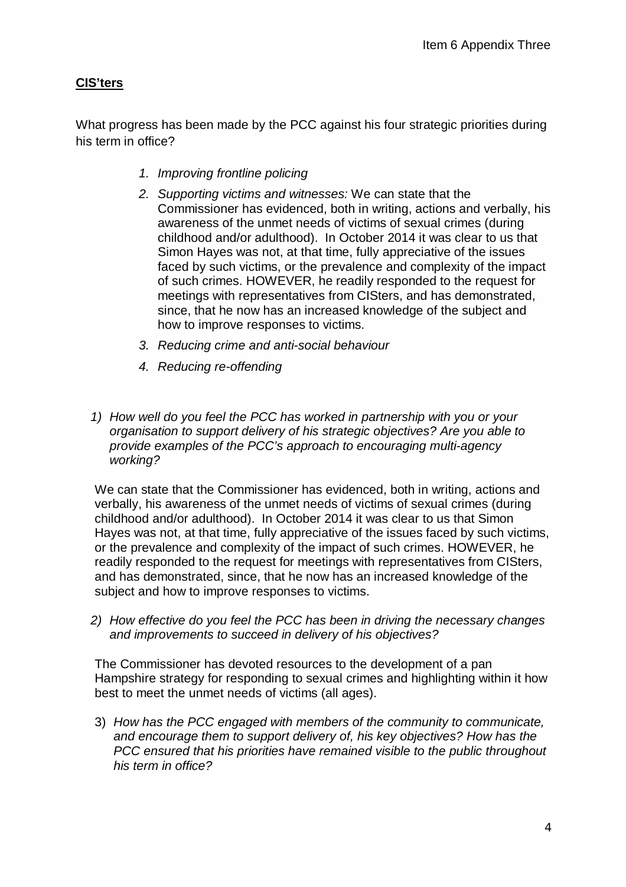**CIS'ters**

What progress has been made by the PCC against his four strategic priorities during his term in office?

1. *Improving frontline policing*
2. *Supporting victims and witnesses:* We can state that the Commissioner has evidenced, both in writing, actions and verbally, his awareness of the unmet needs of victims of sexual crimes (during childhood and/or adulthood). In October 2014 it was clear to us that Simon Hayes was not, at that time, fully appreciative of the issues faced by such victims, or the prevalence and complexity of the impact of such crimes. HOWEVER, he readily responded to the request for meetings with representatives from CISters, and has demonstrated, since, that he now has an increased knowledge of the subject and how to improve responses to victims.
3. *Reducing crime and anti-social behaviour*
4. *Reducing re-offending*

1) *How well do you feel the PCC has worked in partnership with you or your organisation to support delivery of his strategic objectives? Are you able to provide examples of the PCC's approach to encouraging multi-agency working?*

We can state that the Commissioner has evidenced, both in writing, actions and verbally, his awareness of the unmet needs of victims of sexual crimes (during childhood and/or adulthood). In October 2014 it was clear to us that Simon Hayes was not, at that time, fully appreciative of the issues faced by such victims, or the prevalence and complexity of the impact of such crimes. HOWEVER, he readily responded to the request for meetings with representatives from CISters, and has demonstrated, since, that he now has an increased knowledge of the subject and how to improve responses to victims.

2) *How effective do you feel the PCC has been in driving the necessary changes and improvements to succeed in delivery of his objectives?*

The Commissioner has devoted resources to the development of a pan Hampshire strategy for responding to sexual crimes and highlighting within it how best to meet the unmet needs of victims (all ages).

3) *How has the PCC engaged with members of the community to communicate, and encourage them to support delivery of, his key objectives? How has the PCC ensured that his priorities have remained visible to the public throughout his term in office?*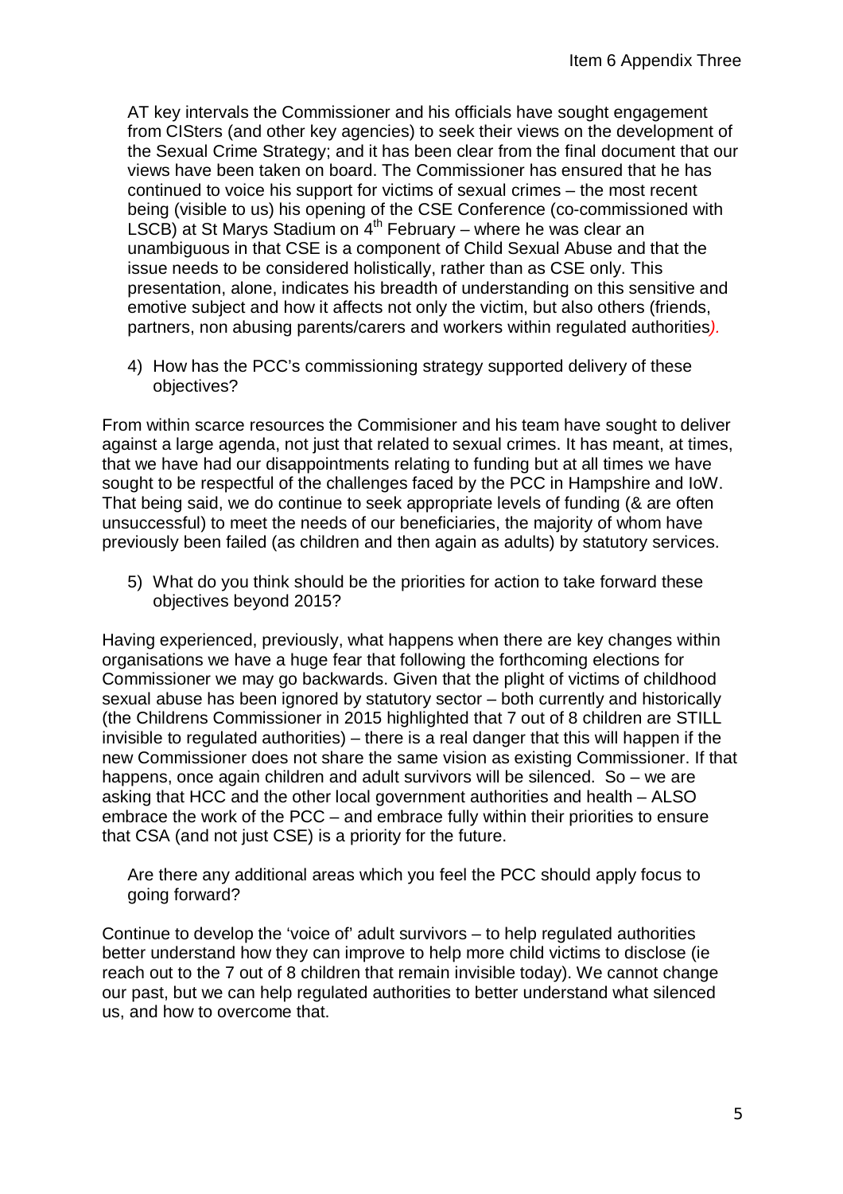AT key intervals the Commissioner and his officials have sought engagement from CISters (and other key agencies) to seek their views on the development of the Sexual Crime Strategy; and it has been clear from the final document that our views have been taken on board. The Commissioner has ensured that he has continued to voice his support for victims of sexual crimes – the most recent being (visible to us) his opening of the CSE Conference (co-commissioned with LSCB) at St Marys Stadium on 4th February – where he was clear an unambiguous in that CSE is a component of Child Sexual Abuse and that the issue needs to be considered holistically, rather than as CSE only. This presentation, alone, indicates his breadth of understanding on this sensitive and emotive subject and how it affects not only the victim, but also others (friends, partners, non abusing parents/carers and workers within regulated authorities).

4) How has the PCC's commissioning strategy supported delivery of these objectives?

From within scarce resources the Commisioner and his team have sought to deliver against a large agenda, not just that related to sexual crimes. It has meant, at times, that we have had our disappointments relating to funding but at all times we have sought to be respectful of the challenges faced by the PCC in Hampshire and IoW. That being said, we do continue to seek appropriate levels of funding (& are often unsuccessful) to meet the needs of our beneficiaries, the majority of whom have previously been failed (as children and then again as adults) by statutory services.

5) What do you think should be the priorities for action to take forward these objectives beyond 2015?

Having experienced, previously, what happens when there are key changes within organisations we have a huge fear that following the forthcoming elections for Commissioner we may go backwards. Given that the plight of victims of childhood sexual abuse has been ignored by statutory sector – both currently and historically (the Childrens Commissioner in 2015 highlighted that 7 out of 8 children are STILL invisible to regulated authorities) – there is a real danger that this will happen if the new Commissioner does not share the same vision as existing Commissioner. If that happens, once again children and adult survivors will be silenced. So – we are asking that HCC and the other local government authorities and health – ALSO embrace the work of the PCC – and embrace fully within their priorities to ensure that CSA (and not just CSE) is a priority for the future.

Are there any additional areas which you feel the PCC should apply focus to going forward?

Continue to develop the 'voice of' adult survivors – to help regulated authorities better understand how they can improve to help more child victims to disclose (ie reach out to the 7 out of 8 children that remain invisible today). We cannot change our past, but we can help regulated authorities to better understand what silenced us, and how to overcome that.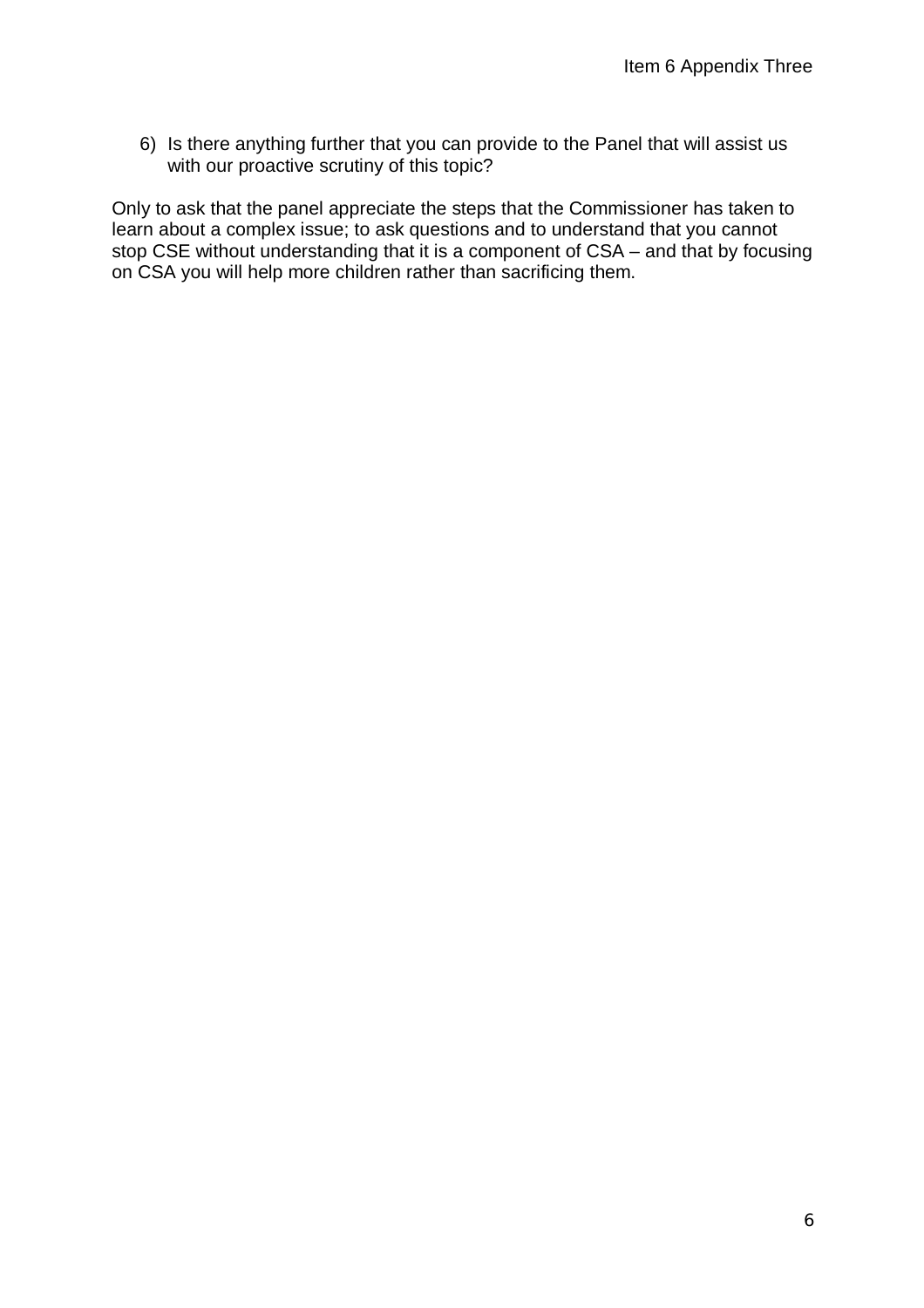6) Is there anything further that you can provide to the Panel that will assist us with our proactive scrutiny of this topic?

Only to ask that the panel appreciate the steps that the Commissioner has taken to learn about a complex issue; to ask questions and to understand that you cannot stop CSE without understanding that it is a component of CSA – and that by focusing on CSA you will help more children rather than sacrificing them.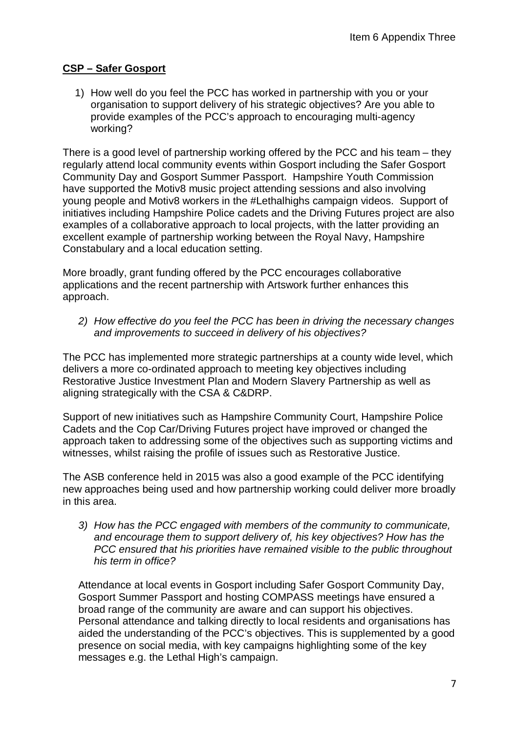## CSP – Safer Gosport

1) How well do you feel the PCC has worked in partnership with you or your organisation to support delivery of his strategic objectives? Are you able to provide examples of the PCC's approach to encouraging multi-agency working?

There is a good level of partnership working offered by the PCC and his team – they regularly attend local community events within Gosport including the Safer Gosport Community Day and Gosport Summer Passport. Hampshire Youth Commission have supported the Motiv8 music project attending sessions and also involving young people and Motiv8 workers in the #Lethalhighs campaign videos. Support of initiatives including Hampshire Police cadets and the Driving Futures project are also examples of a collaborative approach to local projects, with the latter providing an excellent example of partnership working between the Royal Navy, Hampshire Constabulary and a local education setting.

More broadly, grant funding offered by the PCC encourages collaborative applications and the recent partnership with Artswork further enhances this approach.

*2) How effective do you feel the PCC has been in driving the necessary changes and improvements to succeed in delivery of his objectives?*

The PCC has implemented more strategic partnerships at a county wide level, which delivers a more co-ordinated approach to meeting key objectives including Restorative Justice Investment Plan and Modern Slavery Partnership as well as aligning strategically with the CSA & C&DRP.

Support of new initiatives such as Hampshire Community Court, Hampshire Police Cadets and the Cop Car/Driving Futures project have improved or changed the approach taken to addressing some of the objectives such as supporting victims and witnesses, whilst raising the profile of issues such as Restorative Justice.

The ASB conference held in 2015 was also a good example of the PCC identifying new approaches being used and how partnership working could deliver more broadly in this area.

*3) How has the PCC engaged with members of the community to communicate, and encourage them to support delivery of, his key objectives? How has the PCC ensured that his priorities have remained visible to the public throughout his term in office?*

Attendance at local events in Gosport including Safer Gosport Community Day, Gosport Summer Passport and hosting COMPASS meetings have ensured a broad range of the community are aware and can support his objectives. Personal attendance and talking directly to local residents and organisations has aided the understanding of the PCC's objectives. This is supplemented by a good presence on social media, with key campaigns highlighting some of the key messages e.g. the Lethal High's campaign.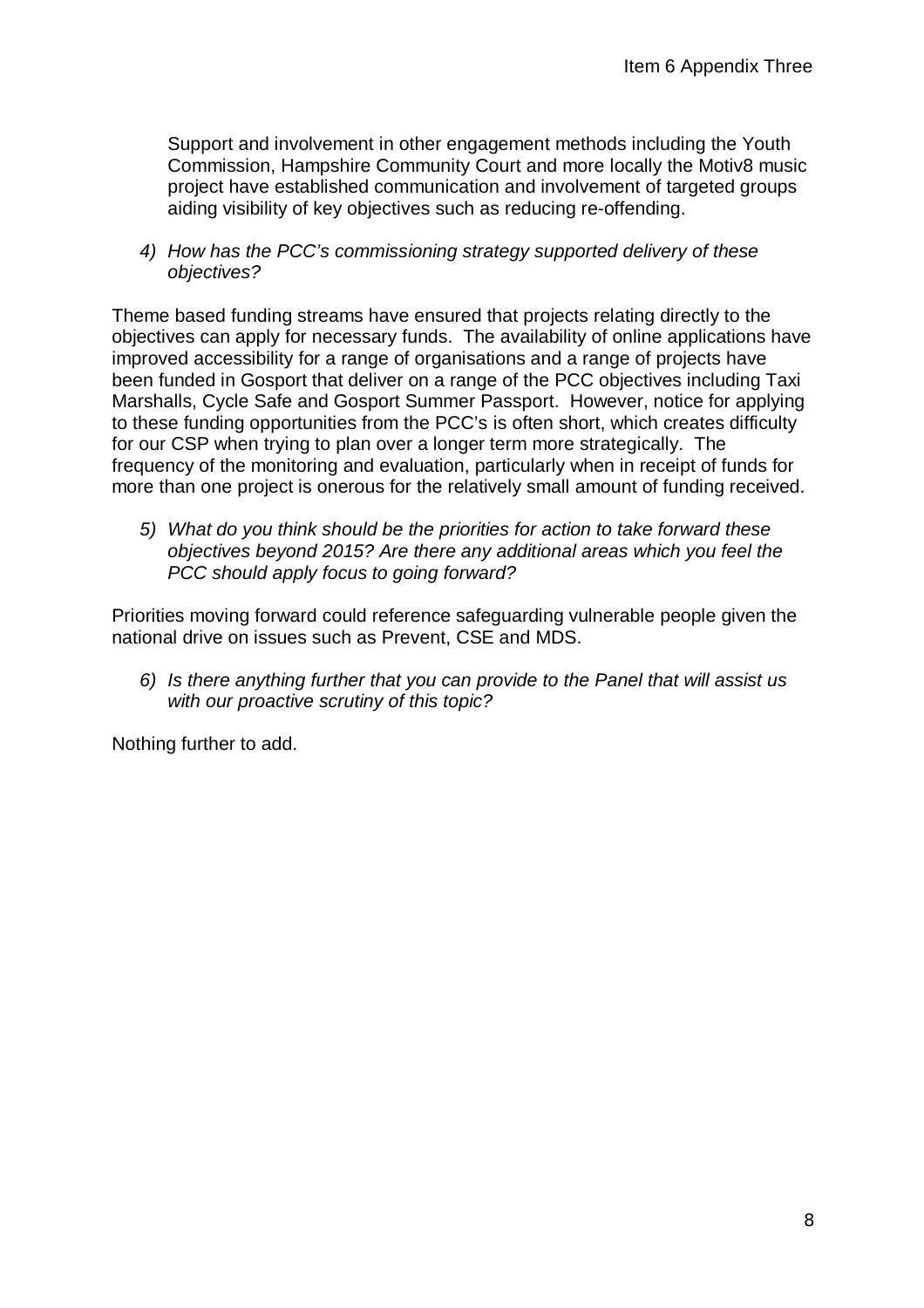Support and involvement in other engagement methods including the Youth Commission, Hampshire Community Court and more locally the Motiv8 music project have established communication and involvement of targeted groups aiding visibility of key objectives such as reducing re-offending.

4) *How has the PCC's commissioning strategy supported delivery of these objectives?*

Theme based funding streams have ensured that projects relating directly to the objectives can apply for necessary funds. The availability of online applications have improved accessibility for a range of organisations and a range of projects have been funded in Gosport that deliver on a range of the PCC objectives including Taxi Marshalls, Cycle Safe and Gosport Summer Passport. However, notice for applying to these funding opportunities from the PCC's is often short, which creates difficulty for our CSP when trying to plan over a longer term more strategically. The frequency of the monitoring and evaluation, particularly when in receipt of funds for more than one project is onerous for the relatively small amount of funding received.

5) *What do you think should be the priorities for action to take forward these objectives beyond 2015? Are there any additional areas which you feel the PCC should apply focus to going forward?*

Priorities moving forward could reference safeguarding vulnerable people given the national drive on issues such as Prevent, CSE and MDS.

6) *Is there anything further that you can provide to the Panel that will assist us with our proactive scrutiny of this topic?*

Nothing further to add.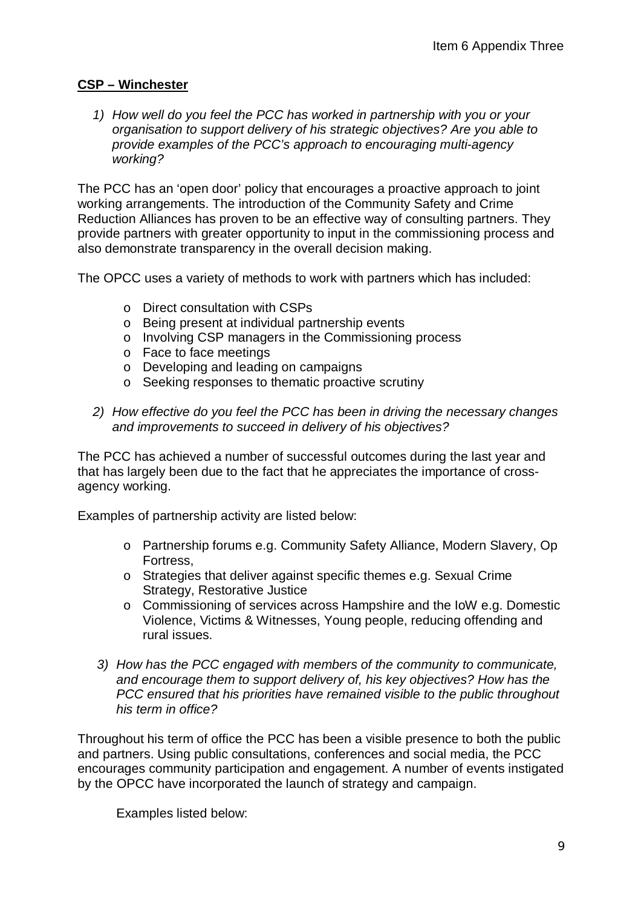## CSP – Winchester

1) *How well do you feel the PCC has worked in partnership with you or your organisation to support delivery of his strategic objectives? Are you able to provide examples of the PCC's approach to encouraging multi-agency working?*

The PCC has an 'open door' policy that encourages a proactive approach to joint working arrangements. The introduction of the Community Safety and Crime Reduction Alliances has proven to be an effective way of consulting partners. They provide partners with greater opportunity to input in the commissioning process and also demonstrate transparency in the overall decision making.

The OPCC uses a variety of methods to work with partners which has included:

- Direct consultation with CSPs
- Being present at individual partnership events
- Involving CSP managers in the Commissioning process
- Face to face meetings
- Developing and leading on campaigns
- Seeking responses to thematic proactive scrutiny

2) *How effective do you feel the PCC has been in driving the necessary changes and improvements to succeed in delivery of his objectives?*

The PCC has achieved a number of successful outcomes during the last year and that has largely been due to the fact that he appreciates the importance of cross-agency working.

Examples of partnership activity are listed below:

- Partnership forums e.g. Community Safety Alliance, Modern Slavery, Op Fortress,
- Strategies that deliver against specific themes e.g. Sexual Crime Strategy, Restorative Justice
- Commissioning of services across Hampshire and the IoW e.g. Domestic Violence, Victims & Witnesses, Young people, reducing offending and rural issues.

3) *How has the PCC engaged with members of the community to communicate, and encourage them to support delivery of, his key objectives? How has the PCC ensured that his priorities have remained visible to the public throughout his term in office?*

Throughout his term of office the PCC has been a visible presence to both the public and partners. Using public consultations, conferences and social media, the PCC encourages community participation and engagement. A number of events instigated by the OPCC have incorporated the launch of strategy and campaign.

Examples listed below: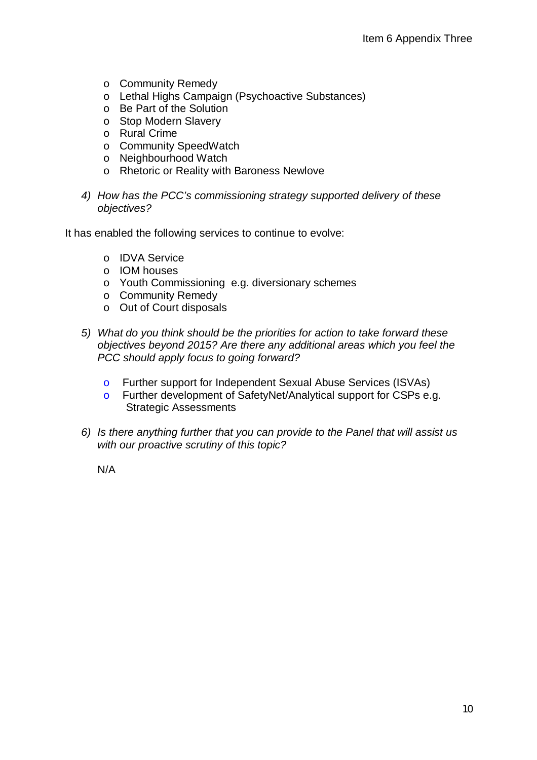- Community Remedy
- Lethal Highs Campaign (Psychoactive Substances)
- Be Part of the Solution
- Stop Modern Slavery
- Rural Crime
- Community SpeedWatch
- Neighbourhood Watch
- Rhetoric or Reality with Baroness Newlove

4) *How has the PCC's commissioning strategy supported delivery of these objectives?*

It has enabled the following services to continue to evolve:

- IDVA Service
- IOM houses
- Youth Commissioning e.g. diversionary schemes
- Community Remedy
- Out of Court disposals

5) *What do you think should be the priorities for action to take forward these objectives beyond 2015? Are there any additional areas which you feel the PCC should apply focus to going forward?*

- Further support for Independent Sexual Abuse Services (ISVAs)
- Further development of SafetyNet/Analytical support for CSPs e.g. Strategic Assessments

6) *Is there anything further that you can provide to the Panel that will assist us with our proactive scrutiny of this topic?*

N/A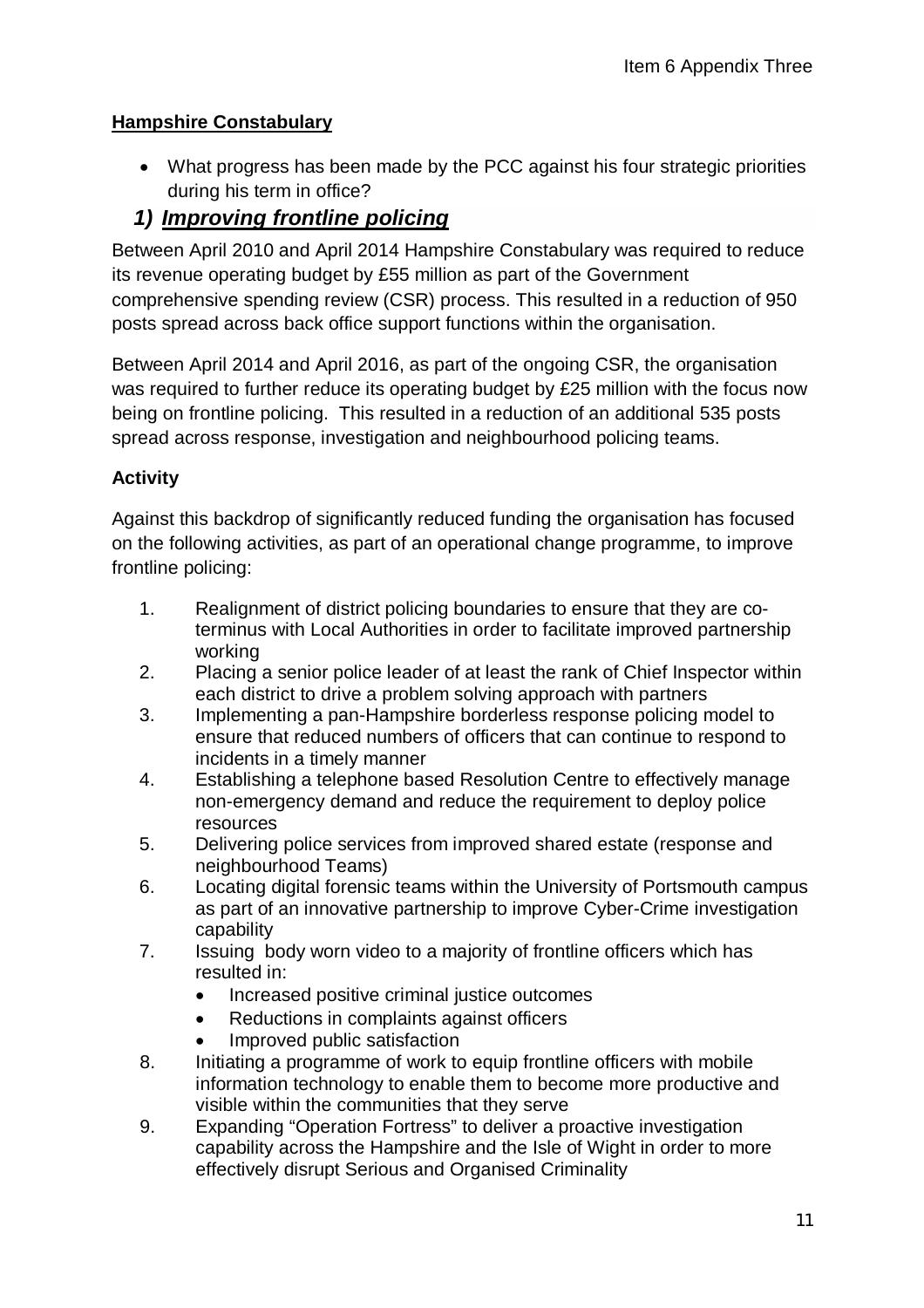## Hampshire Constabulary

- What progress has been made by the PCC against his four strategic priorities during his term in office?

### *1) Improving frontline policing*

Between April 2010 and April 2014 Hampshire Constabulary was required to reduce its revenue operating budget by £55 million as part of the Government comprehensive spending review (CSR) process. This resulted in a reduction of 950 posts spread across back office support functions within the organisation.

Between April 2014 and April 2016, as part of the ongoing CSR, the organisation was required to further reduce its operating budget by £25 million with the focus now being on frontline policing. This resulted in a reduction of an additional 535 posts spread across response, investigation and neighbourhood policing teams.

**Activity**

Against this backdrop of significantly reduced funding the organisation has focused on the following activities, as part of an operational change programme, to improve frontline policing:

1. Realignment of district policing boundaries to ensure that they are co-terminus with Local Authorities in order to facilitate improved partnership working
2. Placing a senior police leader of at least the rank of Chief Inspector within each district to drive a problem solving approach with partners
3. Implementing a pan-Hampshire borderless response policing model to ensure that reduced numbers of officers that can continue to respond to incidents in a timely manner
4. Establishing a telephone based Resolution Centre to effectively manage non-emergency demand and reduce the requirement to deploy police resources
5. Delivering police services from improved shared estate (response and neighbourhood Teams)
6. Locating digital forensic teams within the University of Portsmouth campus as part of an innovative partnership to improve Cyber-Crime investigation capability
7. Issuing body worn video to a majority of frontline officers which has resulted in:
   - Increased positive criminal justice outcomes
   - Reductions in complaints against officers
   - Improved public satisfaction
8. Initiating a programme of work to equip frontline officers with mobile information technology to enable them to become more productive and visible within the communities that they serve
9. Expanding "Operation Fortress" to deliver a proactive investigation capability across the Hampshire and the Isle of Wight in order to more effectively disrupt Serious and Organised Criminality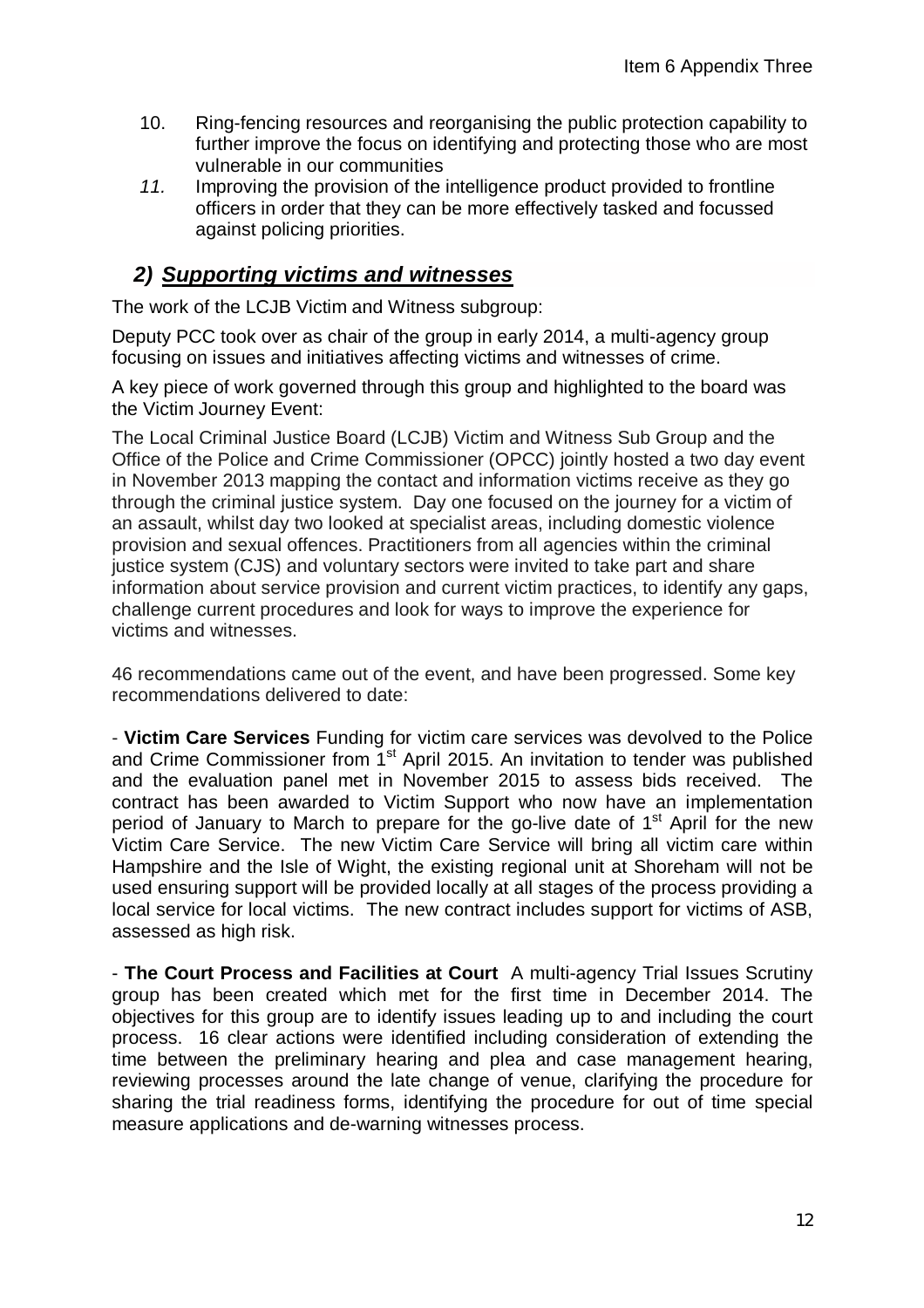10. Ring-fencing resources and reorganising the public protection capability to further improve the focus on identifying and protecting those who are most vulnerable in our communities
11. Improving the provision of the intelligence product provided to frontline officers in order that they can be more effectively tasked and focussed against policing priorities.

## 2) *Supporting victims and witnesses*

The work of the LCJB Victim and Witness subgroup:

Deputy PCC took over as chair of the group in early 2014, a multi-agency group focusing on issues and initiatives affecting victims and witnesses of crime.

A key piece of work governed through this group and highlighted to the board was the Victim Journey Event:

The Local Criminal Justice Board (LCJB) Victim and Witness Sub Group and the Office of the Police and Crime Commissioner (OPCC) jointly hosted a two day event in November 2013 mapping the contact and information victims receive as they go through the criminal justice system. Day one focused on the journey for a victim of an assault, whilst day two looked at specialist areas, including domestic violence provision and sexual offences. Practitioners from all agencies within the criminal justice system (CJS) and voluntary sectors were invited to take part and share information about service provision and current victim practices, to identify any gaps, challenge current procedures and look for ways to improve the experience for victims and witnesses.

46 recommendations came out of the event, and have been progressed. Some key recommendations delivered to date:

- **Victim Care Services** Funding for victim care services was devolved to the Police and Crime Commissioner from 1st April 2015. An invitation to tender was published and the evaluation panel met in November 2015 to assess bids received. The contract has been awarded to Victim Support who now have an implementation period of January to March to prepare for the go-live date of 1st April for the new Victim Care Service. The new Victim Care Service will bring all victim care within Hampshire and the Isle of Wight, the existing regional unit at Shoreham will not be used ensuring support will be provided locally at all stages of the process providing a local service for local victims. The new contract includes support for victims of ASB, assessed as high risk.

- **The Court Process and Facilities at Court** A multi-agency Trial Issues Scrutiny group has been created which met for the first time in December 2014. The objectives for this group are to identify issues leading up to and including the court process. 16 clear actions were identified including consideration of extending the time between the preliminary hearing and plea and case management hearing, reviewing processes around the late change of venue, clarifying the procedure for sharing the trial readiness forms, identifying the procedure for out of time special measure applications and de-warning witnesses process.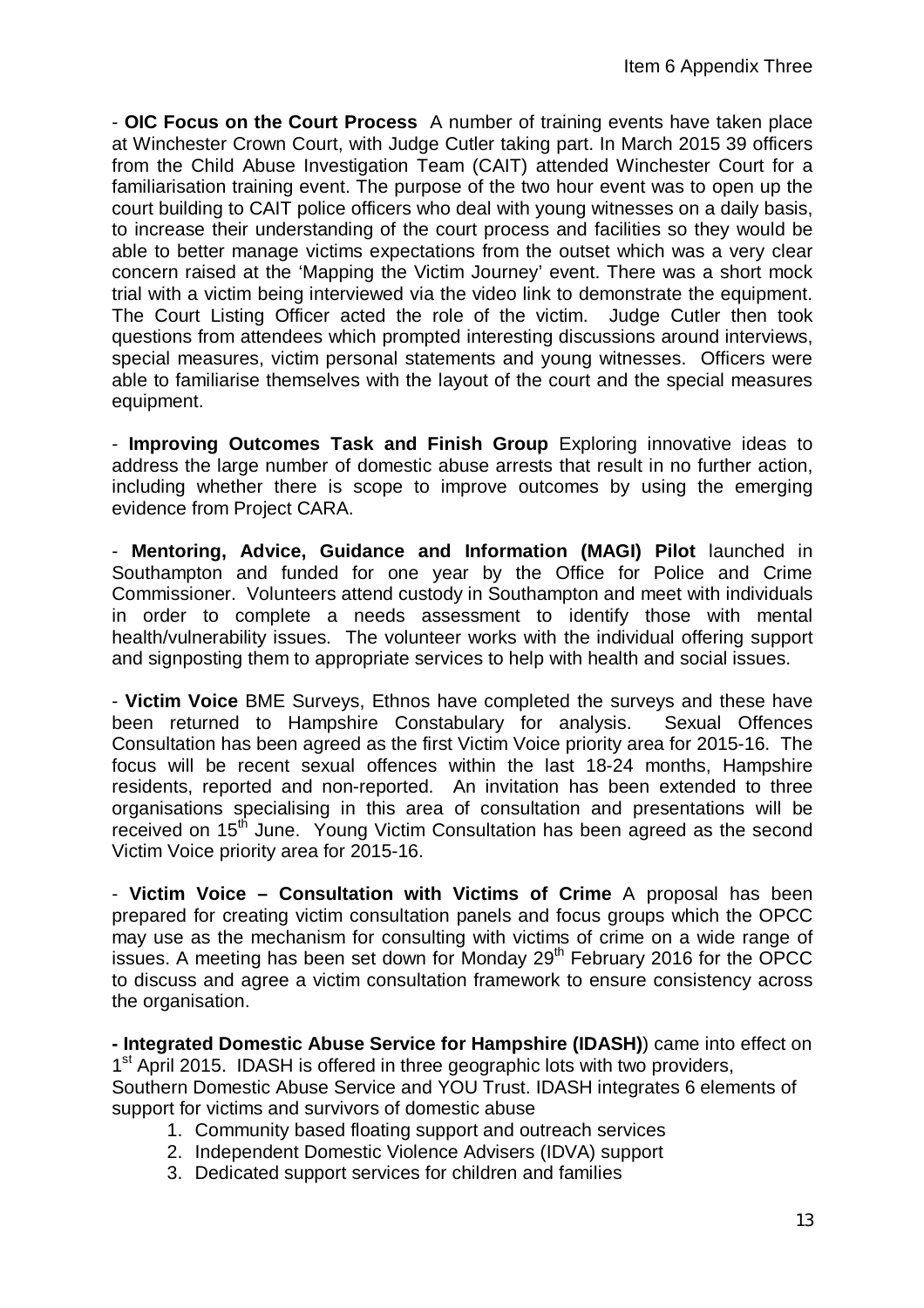- **OIC Focus on the Court Process** A number of training events have taken place at Winchester Crown Court, with Judge Cutler taking part. In March 2015 39 officers from the Child Abuse Investigation Team (CAIT) attended Winchester Court for a familiarisation training event. The purpose of the two hour event was to open up the court building to CAIT police officers who deal with young witnesses on a daily basis, to increase their understanding of the court process and facilities so they would be able to better manage victims expectations from the outset which was a very clear concern raised at the 'Mapping the Victim Journey' event. There was a short mock trial with a victim being interviewed via the video link to demonstrate the equipment. The Court Listing Officer acted the role of the victim. Judge Cutler then took questions from attendees which prompted interesting discussions around interviews, special measures, victim personal statements and young witnesses. Officers were able to familiarise themselves with the layout of the court and the special measures equipment.

- **Improving Outcomes Task and Finish Group** Exploring innovative ideas to address the large number of domestic abuse arrests that result in no further action, including whether there is scope to improve outcomes by using the emerging evidence from Project CARA.

- **Mentoring, Advice, Guidance and Information (MAGI) Pilot** launched in Southampton and funded for one year by the Office for Police and Crime Commissioner. Volunteers attend custody in Southampton and meet with individuals in order to complete a needs assessment to identify those with mental health/vulnerability issues. The volunteer works with the individual offering support and signposting them to appropriate services to help with health and social issues.

- **Victim Voice** BME Surveys, Ethnos have completed the surveys and these have been returned to Hampshire Constabulary for analysis. Sexual Offences Consultation has been agreed as the first Victim Voice priority area for 2015-16. The focus will be recent sexual offences within the last 18-24 months, Hampshire residents, reported and non-reported. An invitation has been extended to three organisations specialising in this area of consultation and presentations will be received on 15th June. Young Victim Consultation has been agreed as the second Victim Voice priority area for 2015-16.

- **Victim Voice – Consultation with Victims of Crime** A proposal has been prepared for creating victim consultation panels and focus groups which the OPCC may use as the mechanism for consulting with victims of crime on a wide range of issues. A meeting has been set down for Monday 29th February 2016 for the OPCC to discuss and agree a victim consultation framework to ensure consistency across the organisation.

**- Integrated Domestic Abuse Service for Hampshire (IDASH)**) came into effect on 1st April 2015. IDASH is offered in three geographic lots with two providers, Southern Domestic Abuse Service and YOU Trust. IDASH integrates 6 elements of support for victims and survivors of domestic abuse

1. Community based floating support and outreach services
2. Independent Domestic Violence Advisers (IDVA) support
3. Dedicated support services for children and families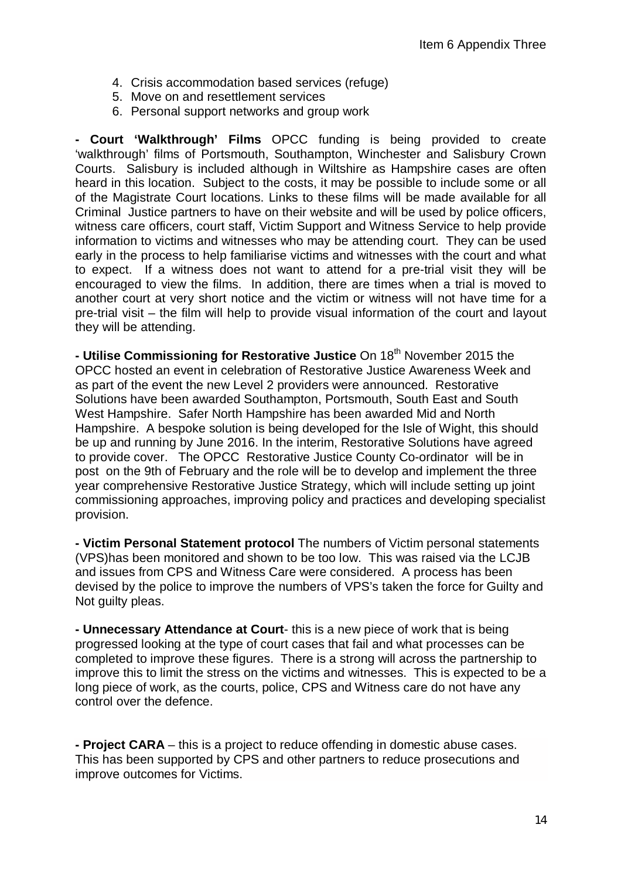4. Crisis accommodation based services (refuge)
5. Move on and resettlement services
6. Personal support networks and group work

**- Court 'Walkthrough' Films** OPCC funding is being provided to create 'walkthrough' films of Portsmouth, Southampton, Winchester and Salisbury Crown Courts. Salisbury is included although in Wiltshire as Hampshire cases are often heard in this location. Subject to the costs, it may be possible to include some or all of the Magistrate Court locations. Links to these films will be made available for all Criminal Justice partners to have on their website and will be used by police officers, witness care officers, court staff, Victim Support and Witness Service to help provide information to victims and witnesses who may be attending court. They can be used early in the process to help familiarise victims and witnesses with the court and what to expect. If a witness does not want to attend for a pre-trial visit they will be encouraged to view the films. In addition, there are times when a trial is moved to another court at very short notice and the victim or witness will not have time for a pre-trial visit – the film will help to provide visual information of the court and layout they will be attending.

**- Utilise Commissioning for Restorative Justice** On 18th November 2015 the OPCC hosted an event in celebration of Restorative Justice Awareness Week and as part of the event the new Level 2 providers were announced. Restorative Solutions have been awarded Southampton, Portsmouth, South East and South West Hampshire. Safer North Hampshire has been awarded Mid and North Hampshire. A bespoke solution is being developed for the Isle of Wight, this should be up and running by June 2016. In the interim, Restorative Solutions have agreed to provide cover. The OPCC Restorative Justice County Co-ordinator will be in post on the 9th of February and the role will be to develop and implement the three year comprehensive Restorative Justice Strategy, which will include setting up joint commissioning approaches, improving policy and practices and developing specialist provision.

**- Victim Personal Statement protocol** The numbers of Victim personal statements (VPS)has been monitored and shown to be too low. This was raised via the LCJB and issues from CPS and Witness Care were considered. A process has been devised by the police to improve the numbers of VPS's taken the force for Guilty and Not guilty pleas.

**- Unnecessary Attendance at Court**- this is a new piece of work that is being progressed looking at the type of court cases that fail and what processes can be completed to improve these figures. There is a strong will across the partnership to improve this to limit the stress on the victims and witnesses. This is expected to be a long piece of work, as the courts, police, CPS and Witness care do not have any control over the defence.

**- Project CARA** – this is a project to reduce offending in domestic abuse cases. This has been supported by CPS and other partners to reduce prosecutions and improve outcomes for Victims.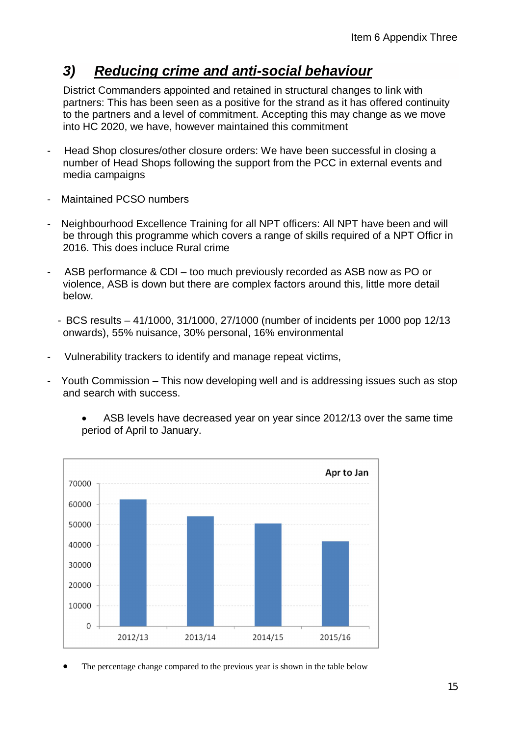## 3) ***Reducing crime and anti-social behaviour***

District Commanders appointed and retained in structural changes to link with partners: This has been seen as a positive for the strand as it has offered continuity to the partners and a level of commitment. Accepting this may change as we move into HC 2020, we have, however maintained this commitment

- Head Shop closures/other closure orders: We have been successful in closing a number of Head Shops following the support from the PCC in external events and media campaigns

- Maintained PCSO numbers

- Neighbourhood Excellence Training for all NPT officers: All NPT have been and will be through this programme which covers a range of skills required of a NPT Officr in 2016. This does incluce Rural crime

- ASB performance & CDI – too much previously recorded as ASB now as PO or violence, ASB is down but there are complex factors around this, little more detail below.

- BCS results – 41/1000, 31/1000, 27/1000 (number of incidents per 1000 pop 12/13 onwards), 55% nuisance, 30% personal, 16% environmental

- Vulnerability trackers to identify and manage repeat victims,

- Youth Commission – This now developing well and is addressing issues such as stop and search with success.

  - ASB levels have decreased year on year since 2012/13 over the same time period of April to January.

Apr to Jan

| Year | ASB (approx.) |
|---|---|
| 2012/13 | ~62000 |
| 2013/14 | ~54000 |
| 2014/15 | ~50500 |
| 2015/16 | ~41500 |

- The percentage change compared to the previous year is shown in the table below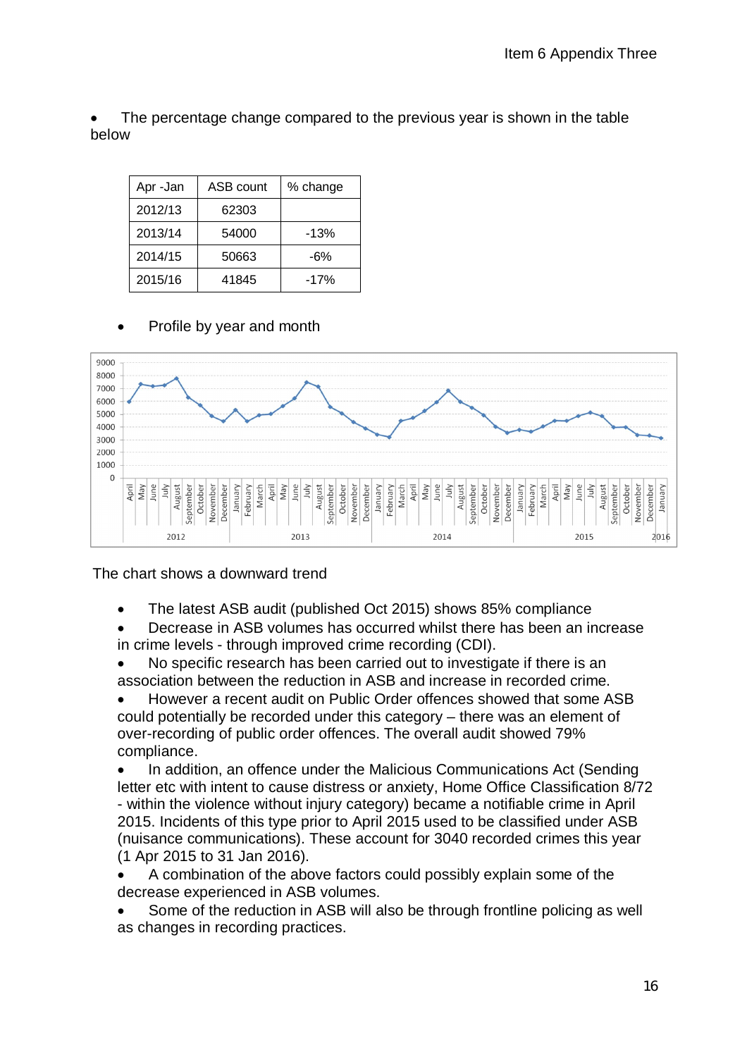- The percentage change compared to the previous year is shown in the table below

| Apr -Jan | ASB count | % change |
|---|---|---|
| 2012/13 | 62303 | |
| 2013/14 | 54000 | -13% |
| 2014/15 | 50663 | -6% |
| 2015/16 | 41845 | -17% |

- Profile by year and month

The chart shows a downward trend

- The latest ASB audit (published Oct 2015) shows 85% compliance
- Decrease in ASB volumes has occurred whilst there has been an increase in crime levels - through improved crime recording (CDI).
- No specific research has been carried out to investigate if there is an association between the reduction in ASB and increase in recorded crime.
- However a recent audit on Public Order offences showed that some ASB could potentially be recorded under this category – there was an element of over-recording of public order offences. The overall audit showed 79% compliance.
- In addition, an offence under the Malicious Communications Act (Sending letter etc with intent to cause distress or anxiety, Home Office Classification 8/72 - within the violence without injury category) became a notifiable crime in April 2015. Incidents of this type prior to April 2015 used to be classified under ASB (nuisance communications). These account for 3040 recorded crimes this year (1 Apr 2015 to 31 Jan 2016).
- A combination of the above factors could possibly explain some of the decrease experienced in ASB volumes.
- Some of the reduction in ASB will also be through frontline policing as well as changes in recording practices.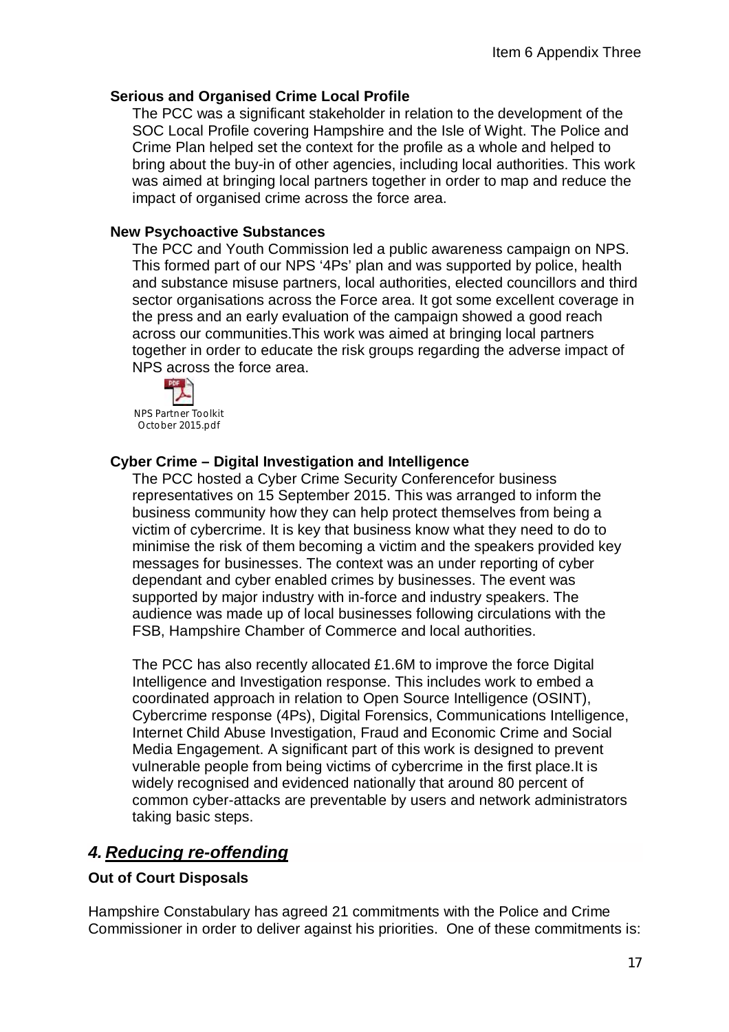**Serious and Organised Crime Local Profile**

The PCC was a significant stakeholder in relation to the development of the SOC Local Profile covering Hampshire and the Isle of Wight. The Police and Crime Plan helped set the context for the profile as a whole and helped to bring about the buy-in of other agencies, including local authorities. This work was aimed at bringing local partners together in order to map and reduce the impact of organised crime across the force area.

**New Psychoactive Substances**

The PCC and Youth Commission led a public awareness campaign on NPS. This formed part of our NPS '4Ps' plan and was supported by police, health and substance misuse partners, local authorities, elected councillors and third sector organisations across the Force area. It got some excellent coverage in the press and an early evaluation of the campaign showed a good reach across our communities.This work was aimed at bringing local partners together in order to educate the risk groups regarding the adverse impact of NPS across the force area.

NPS Partner Toolkit October 2015.pdf

**Cyber Crime – Digital Investigation and Intelligence**

The PCC hosted a Cyber Crime Security Conferencefor business representatives on 15 September 2015. This was arranged to inform the business community how they can help protect themselves from being a victim of cybercrime. It is key that business know what they need to do to minimise the risk of them becoming a victim and the speakers provided key messages for businesses. The context was an under reporting of cyber dependant and cyber enabled crimes by businesses. The event was supported by major industry with in-force and industry speakers. The audience was made up of local businesses following circulations with the FSB, Hampshire Chamber of Commerce and local authorities.

The PCC has also recently allocated £1.6M to improve the force Digital Intelligence and Investigation response. This includes work to embed a coordinated approach in relation to Open Source Intelligence (OSINT), Cybercrime response (4Ps), Digital Forensics, Communications Intelligence, Internet Child Abuse Investigation, Fraud and Economic Crime and Social Media Engagement. A significant part of this work is designed to prevent vulnerable people from being victims of cybercrime in the first place.It is widely recognised and evidenced nationally that around 80 percent of common cyber-attacks are preventable by users and network administrators taking basic steps.

## *4. Reducing re-offending*

**Out of Court Disposals**

Hampshire Constabulary has agreed 21 commitments with the Police and Crime Commissioner in order to deliver against his priorities. One of these commitments is: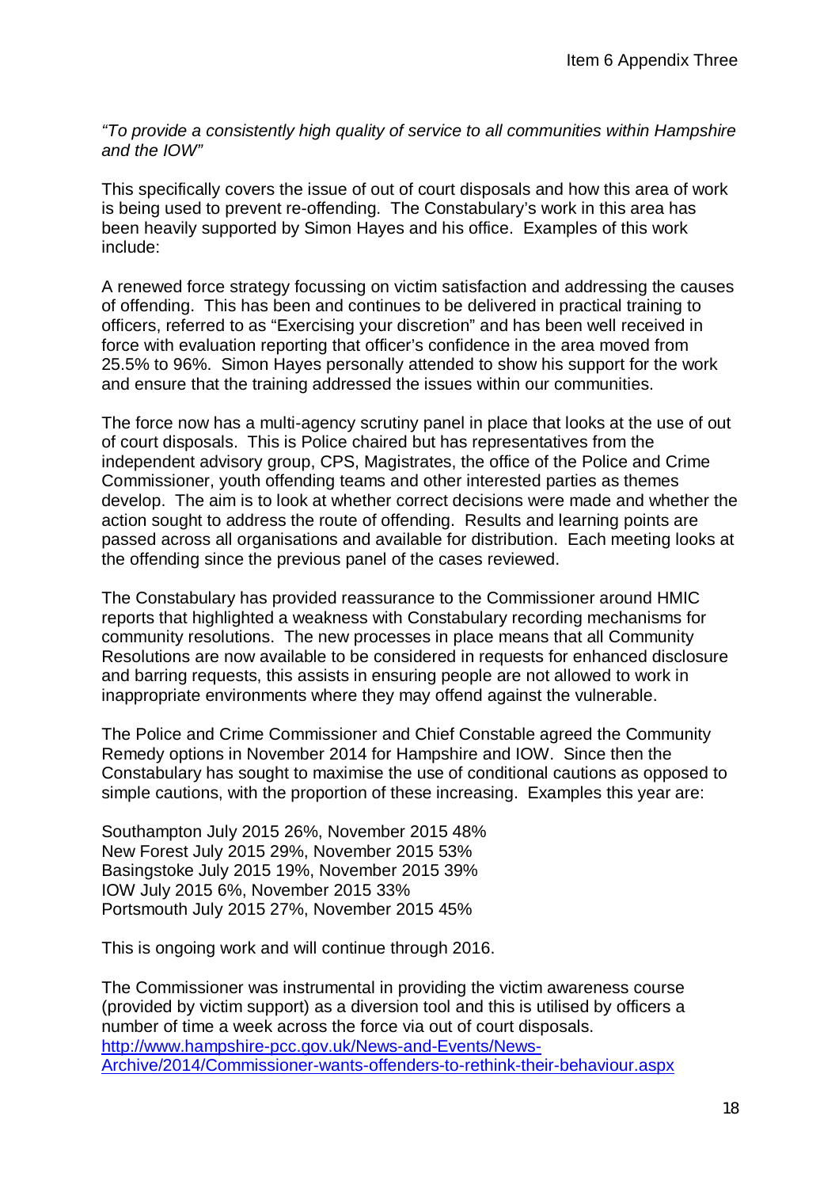*"To provide a consistently high quality of service to all communities within Hampshire and the IOW"*

This specifically covers the issue of out of court disposals and how this area of work is being used to prevent re-offending. The Constabulary's work in this area has been heavily supported by Simon Hayes and his office. Examples of this work include:

A renewed force strategy focussing on victim satisfaction and addressing the causes of offending. This has been and continues to be delivered in practical training to officers, referred to as "Exercising your discretion" and has been well received in force with evaluation reporting that officer's confidence in the area moved from 25.5% to 96%. Simon Hayes personally attended to show his support for the work and ensure that the training addressed the issues within our communities.

The force now has a multi-agency scrutiny panel in place that looks at the use of out of court disposals. This is Police chaired but has representatives from the independent advisory group, CPS, Magistrates, the office of the Police and Crime Commissioner, youth offending teams and other interested parties as themes develop. The aim is to look at whether correct decisions were made and whether the action sought to address the route of offending. Results and learning points are passed across all organisations and available for distribution. Each meeting looks at the offending since the previous panel of the cases reviewed.

The Constabulary has provided reassurance to the Commissioner around HMIC reports that highlighted a weakness with Constabulary recording mechanisms for community resolutions. The new processes in place means that all Community Resolutions are now available to be considered in requests for enhanced disclosure and barring requests, this assists in ensuring people are not allowed to work in inappropriate environments where they may offend against the vulnerable.

The Police and Crime Commissioner and Chief Constable agreed the Community Remedy options in November 2014 for Hampshire and IOW. Since then the Constabulary has sought to maximise the use of conditional cautions as opposed to simple cautions, with the proportion of these increasing. Examples this year are:

Southampton July 2015 26%, November 2015 48%
New Forest July 2015 29%, November 2015 53%
Basingstoke July 2015 19%, November 2015 39%
IOW July 2015 6%, November 2015 33%
Portsmouth July 2015 27%, November 2015 45%

This is ongoing work and will continue through 2016.

The Commissioner was instrumental in providing the victim awareness course (provided by victim support) as a diversion tool and this is utilised by officers a number of time a week across the force via out of court disposals.
[http://www.hampshire-pcc.gov.uk/News-and-Events/News-Archive/2014/Commissioner-wants-offenders-to-rethink-their-behaviour.aspx](http://www.hampshire-pcc.gov.uk/News-and-Events/News-Archive/2014/Commissioner-wants-offenders-to-rethink-their-behaviour.aspx)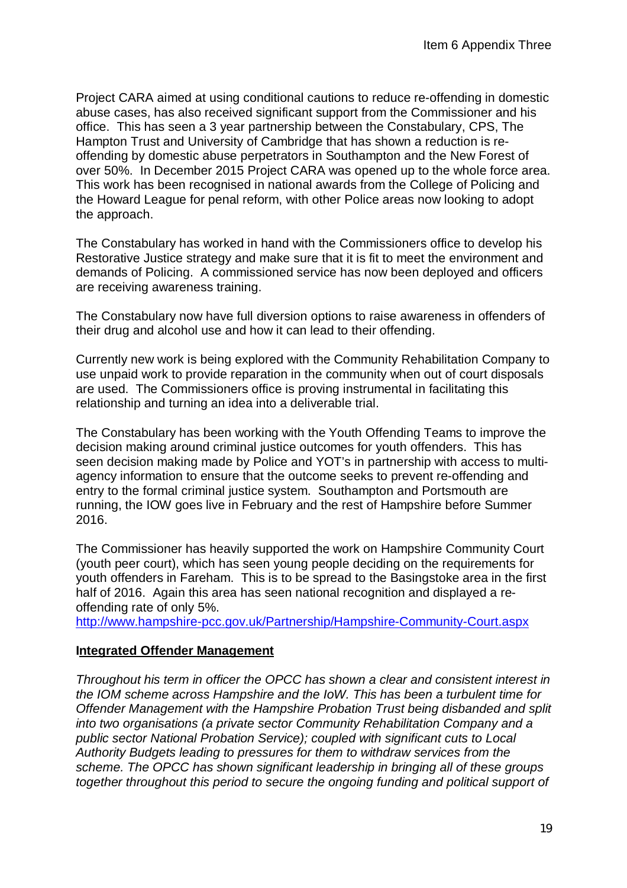Project CARA aimed at using conditional cautions to reduce re-offending in domestic abuse cases, has also received significant support from the Commissioner and his office. This has seen a 3 year partnership between the Constabulary, CPS, The Hampton Trust and University of Cambridge that has shown a reduction is re-offending by domestic abuse perpetrators in Southampton and the New Forest of over 50%. In December 2015 Project CARA was opened up to the whole force area. This work has been recognised in national awards from the College of Policing and the Howard League for penal reform, with other Police areas now looking to adopt the approach.

The Constabulary has worked in hand with the Commissioners office to develop his Restorative Justice strategy and make sure that it is fit to meet the environment and demands of Policing. A commissioned service has now been deployed and officers are receiving awareness training.

The Constabulary now have full diversion options to raise awareness in offenders of their drug and alcohol use and how it can lead to their offending.

Currently new work is being explored with the Community Rehabilitation Company to use unpaid work to provide reparation in the community when out of court disposals are used. The Commissioners office is proving instrumental in facilitating this relationship and turning an idea into a deliverable trial.

The Constabulary has been working with the Youth Offending Teams to improve the decision making around criminal justice outcomes for youth offenders. This has seen decision making made by Police and YOT's in partnership with access to multi-agency information to ensure that the outcome seeks to prevent re-offending and entry to the formal criminal justice system. Southampton and Portsmouth are running, the IOW goes live in February and the rest of Hampshire before Summer 2016.

The Commissioner has heavily supported the work on Hampshire Community Court (youth peer court), which has seen young people deciding on the requirements for youth offenders in Fareham. This is to be spread to the Basingstoke area in the first half of 2016. Again this area has seen national recognition and displayed a re-offending rate of only 5%.
http://www.hampshire-pcc.gov.uk/Partnership/Hampshire-Community-Court.aspx

**Integrated Offender Management**

*Throughout his term in officer the OPCC has shown a clear and consistent interest in the IOM scheme across Hampshire and the IoW. This has been a turbulent time for Offender Management with the Hampshire Probation Trust being disbanded and split into two organisations (a private sector Community Rehabilitation Company and a public sector National Probation Service); coupled with significant cuts to Local Authority Budgets leading to pressures for them to withdraw services from the scheme. The OPCC has shown significant leadership in bringing all of these groups together throughout this period to secure the ongoing funding and political support of*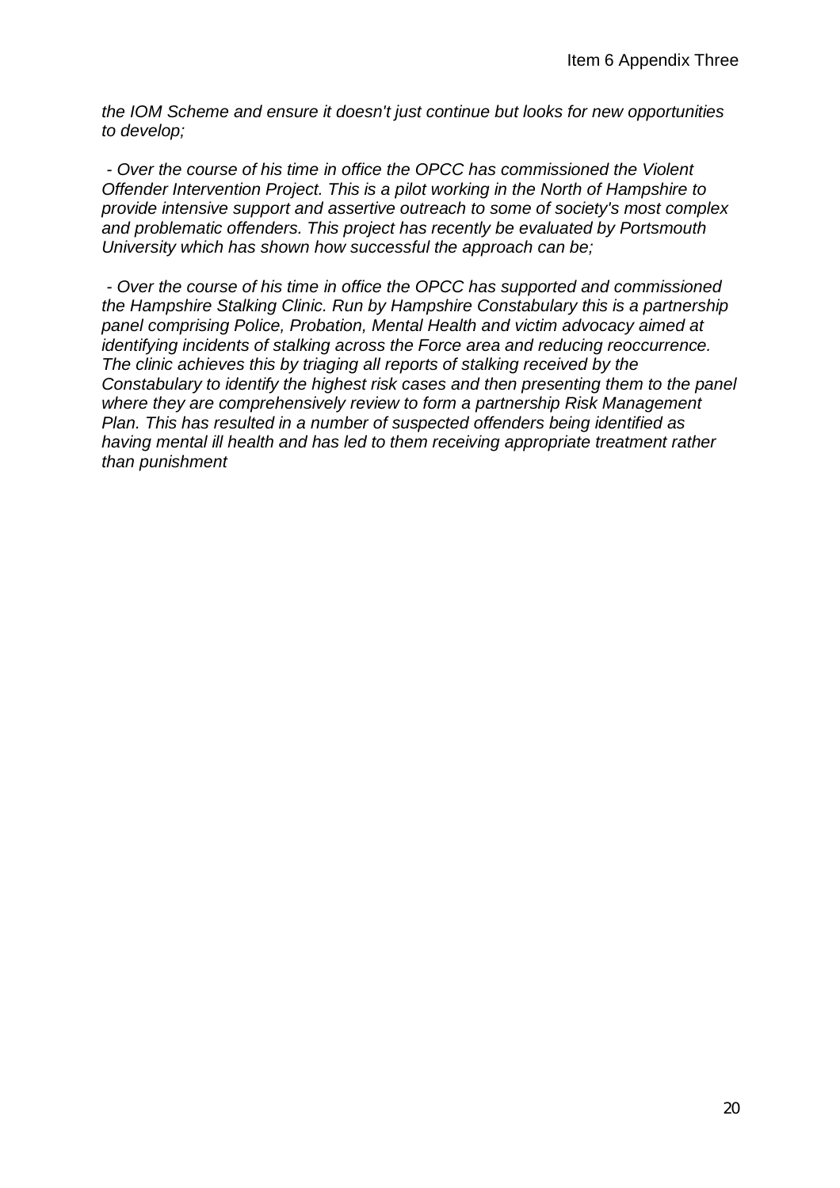*the IOM Scheme and ensure it doesn't just continue but looks for new opportunities to develop;*

*- Over the course of his time in office the OPCC has commissioned the Violent Offender Intervention Project. This is a pilot working in the North of Hampshire to provide intensive support and assertive outreach to some of society's most complex and problematic offenders. This project has recently be evaluated by Portsmouth University which has shown how successful the approach can be;*

*- Over the course of his time in office the OPCC has supported and commissioned the Hampshire Stalking Clinic. Run by Hampshire Constabulary this is a partnership panel comprising Police, Probation, Mental Health and victim advocacy aimed at identifying incidents of stalking across the Force area and reducing reoccurrence. The clinic achieves this by triaging all reports of stalking received by the Constabulary to identify the highest risk cases and then presenting them to the panel where they are comprehensively review to form a partnership Risk Management Plan. This has resulted in a number of suspected offenders being identified as having mental ill health and has led to them receiving appropriate treatment rather than punishment*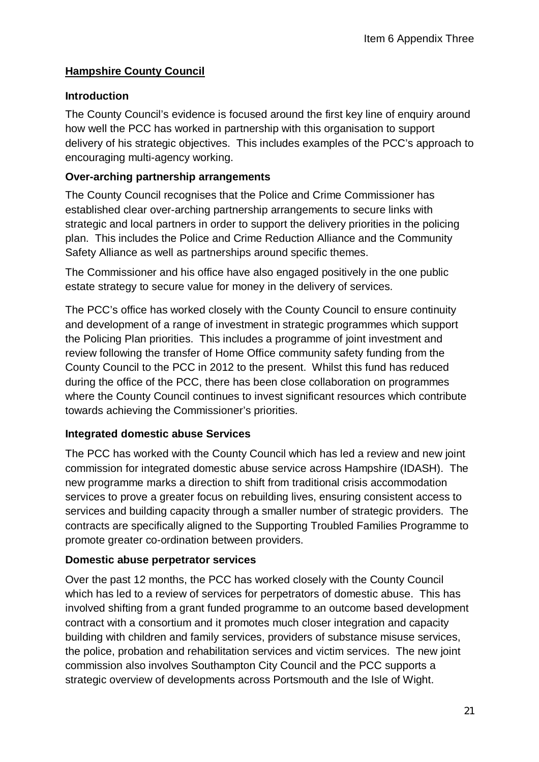## Hampshire County Council

### Introduction

The County Council's evidence is focused around the first key line of enquiry around how well the PCC has worked in partnership with this organisation to support delivery of his strategic objectives. This includes examples of the PCC's approach to encouraging multi-agency working.

### Over-arching partnership arrangements

The County Council recognises that the Police and Crime Commissioner has established clear over-arching partnership arrangements to secure links with strategic and local partners in order to support the delivery priorities in the policing plan. This includes the Police and Crime Reduction Alliance and the Community Safety Alliance as well as partnerships around specific themes.

The Commissioner and his office have also engaged positively in the one public estate strategy to secure value for money in the delivery of services.

The PCC's office has worked closely with the County Council to ensure continuity and development of a range of investment in strategic programmes which support the Policing Plan priorities. This includes a programme of joint investment and review following the transfer of Home Office community safety funding from the County Council to the PCC in 2012 to the present. Whilst this fund has reduced during the office of the PCC, there has been close collaboration on programmes where the County Council continues to invest significant resources which contribute towards achieving the Commissioner's priorities.

### Integrated domestic abuse Services

The PCC has worked with the County Council which has led a review and new joint commission for integrated domestic abuse service across Hampshire (IDASH). The new programme marks a direction to shift from traditional crisis accommodation services to prove a greater focus on rebuilding lives, ensuring consistent access to services and building capacity through a smaller number of strategic providers. The contracts are specifically aligned to the Supporting Troubled Families Programme to promote greater co-ordination between providers.

### Domestic abuse perpetrator services

Over the past 12 months, the PCC has worked closely with the County Council which has led to a review of services for perpetrators of domestic abuse. This has involved shifting from a grant funded programme to an outcome based development contract with a consortium and it promotes much closer integration and capacity building with children and family services, providers of substance misuse services, the police, probation and rehabilitation services and victim services. The new joint commission also involves Southampton City Council and the PCC supports a strategic overview of developments across Portsmouth and the Isle of Wight.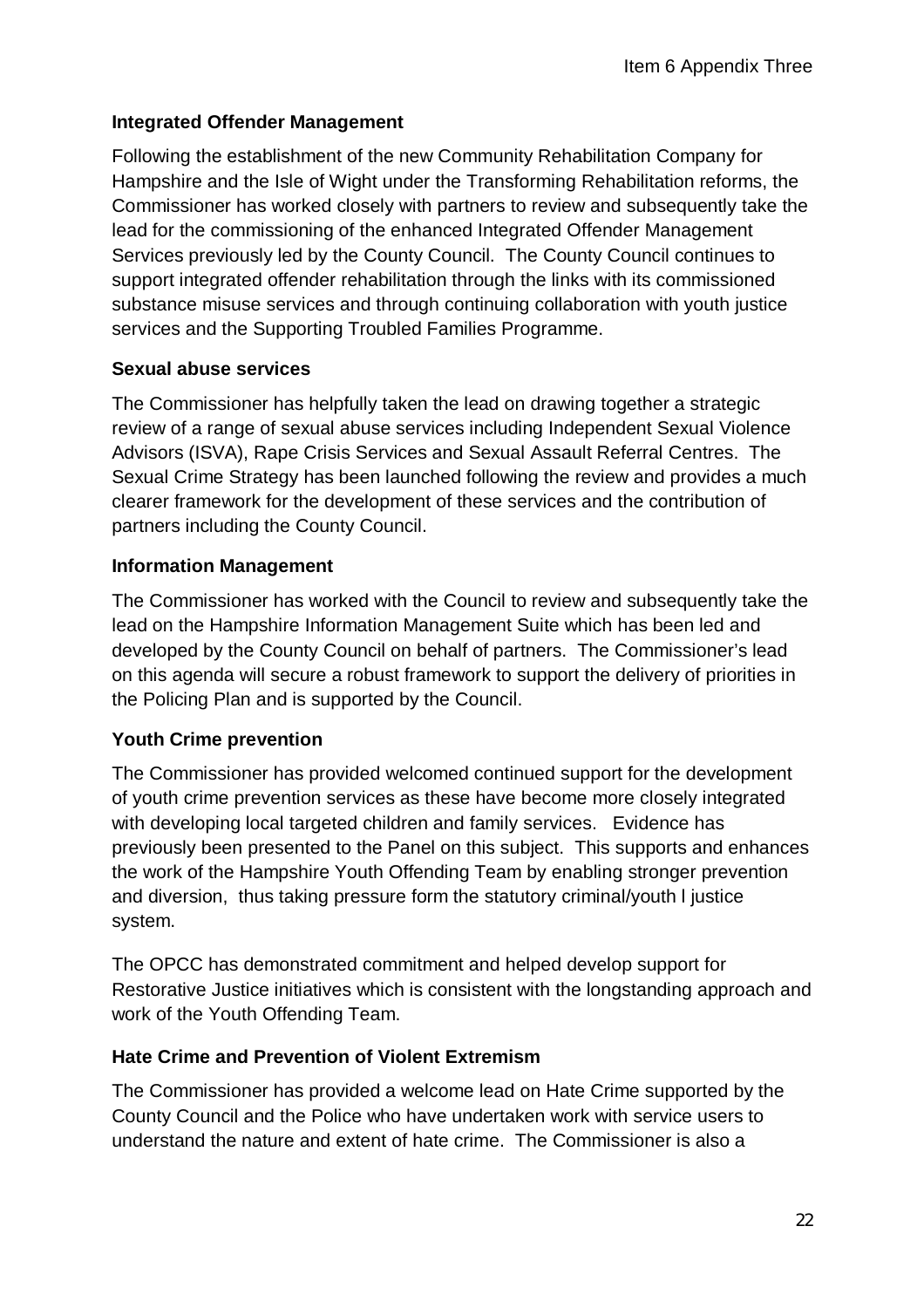**Integrated Offender Management**

Following the establishment of the new Community Rehabilitation Company for Hampshire and the Isle of Wight under the Transforming Rehabilitation reforms, the Commissioner has worked closely with partners to review and subsequently take the lead for the commissioning of the enhanced Integrated Offender Management Services previously led by the County Council. The County Council continues to support integrated offender rehabilitation through the links with its commissioned substance misuse services and through continuing collaboration with youth justice services and the Supporting Troubled Families Programme.

**Sexual abuse services**

The Commissioner has helpfully taken the lead on drawing together a strategic review of a range of sexual abuse services including Independent Sexual Violence Advisors (ISVA), Rape Crisis Services and Sexual Assault Referral Centres. The Sexual Crime Strategy has been launched following the review and provides a much clearer framework for the development of these services and the contribution of partners including the County Council.

**Information Management**

The Commissioner has worked with the Council to review and subsequently take the lead on the Hampshire Information Management Suite which has been led and developed by the County Council on behalf of partners. The Commissioner's lead on this agenda will secure a robust framework to support the delivery of priorities in the Policing Plan and is supported by the Council.

**Youth Crime prevention**

The Commissioner has provided welcomed continued support for the development of youth crime prevention services as these have become more closely integrated with developing local targeted children and family services. Evidence has previously been presented to the Panel on this subject. This supports and enhances the work of the Hampshire Youth Offending Team by enabling stronger prevention and diversion, thus taking pressure form the statutory criminal/youth l justice system.

The OPCC has demonstrated commitment and helped develop support for Restorative Justice initiatives which is consistent with the longstanding approach and work of the Youth Offending Team.

**Hate Crime and Prevention of Violent Extremism**

The Commissioner has provided a welcome lead on Hate Crime supported by the County Council and the Police who have undertaken work with service users to understand the nature and extent of hate crime. The Commissioner is also a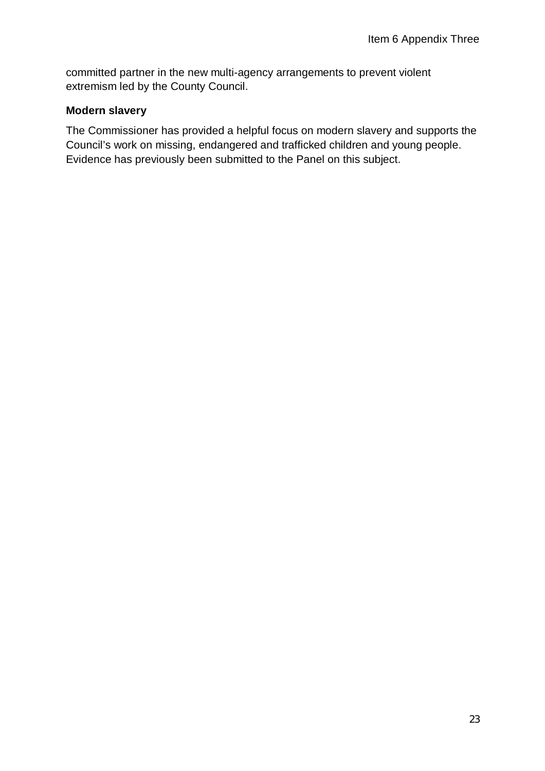committed partner in the new multi-agency arrangements to prevent violent extremism led by the County Council.

**Modern slavery**

The Commissioner has provided a helpful focus on modern slavery and supports the Council's work on missing, endangered and trafficked children and young people. Evidence has previously been submitted to the Panel on this subject.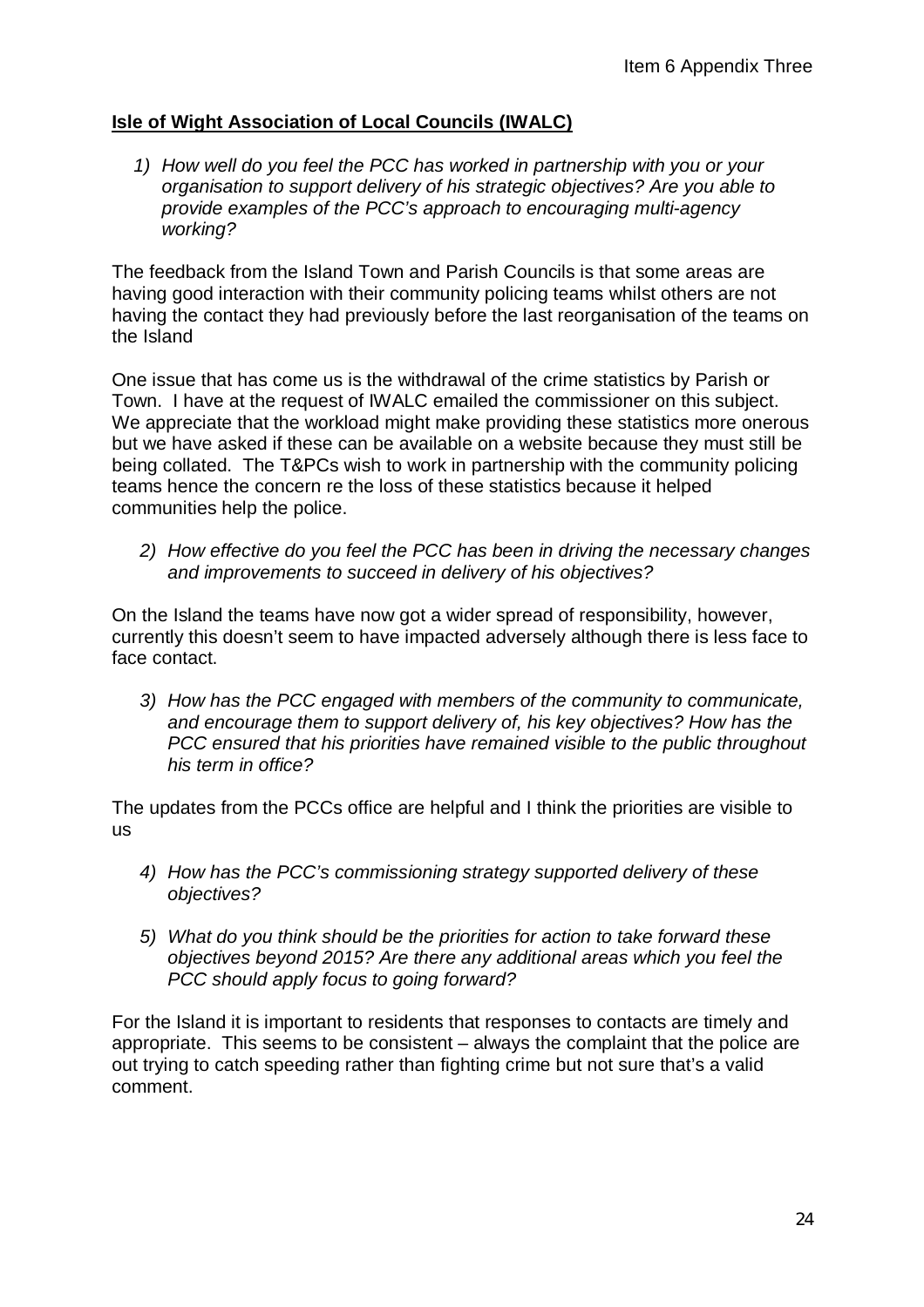Item 6 Appendix Three

**Isle of Wight Association of Local Councils (IWALC)**

1) *How well do you feel the PCC has worked in partnership with you or your organisation to support delivery of his strategic objectives? Are you able to provide examples of the PCC's approach to encouraging multi-agency working?*

The feedback from the Island Town and Parish Councils is that some areas are having good interaction with their community policing teams whilst others are not having the contact they had previously before the last reorganisation of the teams on the Island

One issue that has come us is the withdrawal of the crime statistics by Parish or Town. I have at the request of IWALC emailed the commissioner on this subject. We appreciate that the workload might make providing these statistics more onerous but we have asked if these can be available on a website because they must still be being collated. The T&PCs wish to work in partnership with the community policing teams hence the concern re the loss of these statistics because it helped communities help the police.

2) *How effective do you feel the PCC has been in driving the necessary changes and improvements to succeed in delivery of his objectives?*

On the Island the teams have now got a wider spread of responsibility, however, currently this doesn't seem to have impacted adversely although there is less face to face contact.

3) *How has the PCC engaged with members of the community to communicate, and encourage them to support delivery of, his key objectives? How has the PCC ensured that his priorities have remained visible to the public throughout his term in office?*

The updates from the PCCs office are helpful and I think the priorities are visible to us

4) *How has the PCC's commissioning strategy supported delivery of these objectives?*

5) *What do you think should be the priorities for action to take forward these objectives beyond 2015? Are there any additional areas which you feel the PCC should apply focus to going forward?*

For the Island it is important to residents that responses to contacts are timely and appropriate. This seems to be consistent – always the complaint that the police are out trying to catch speeding rather than fighting crime but not sure that's a valid comment.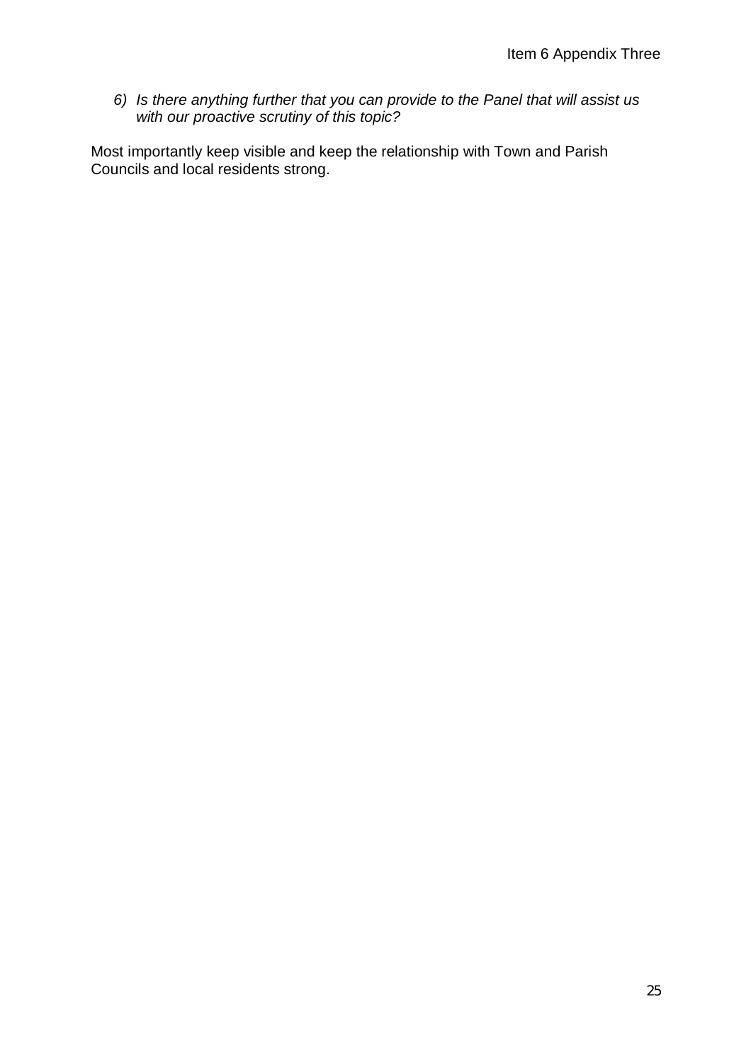6) *Is there anything further that you can provide to the Panel that will assist us with our proactive scrutiny of this topic?*

Most importantly keep visible and keep the relationship with Town and Parish Councils and local residents strong.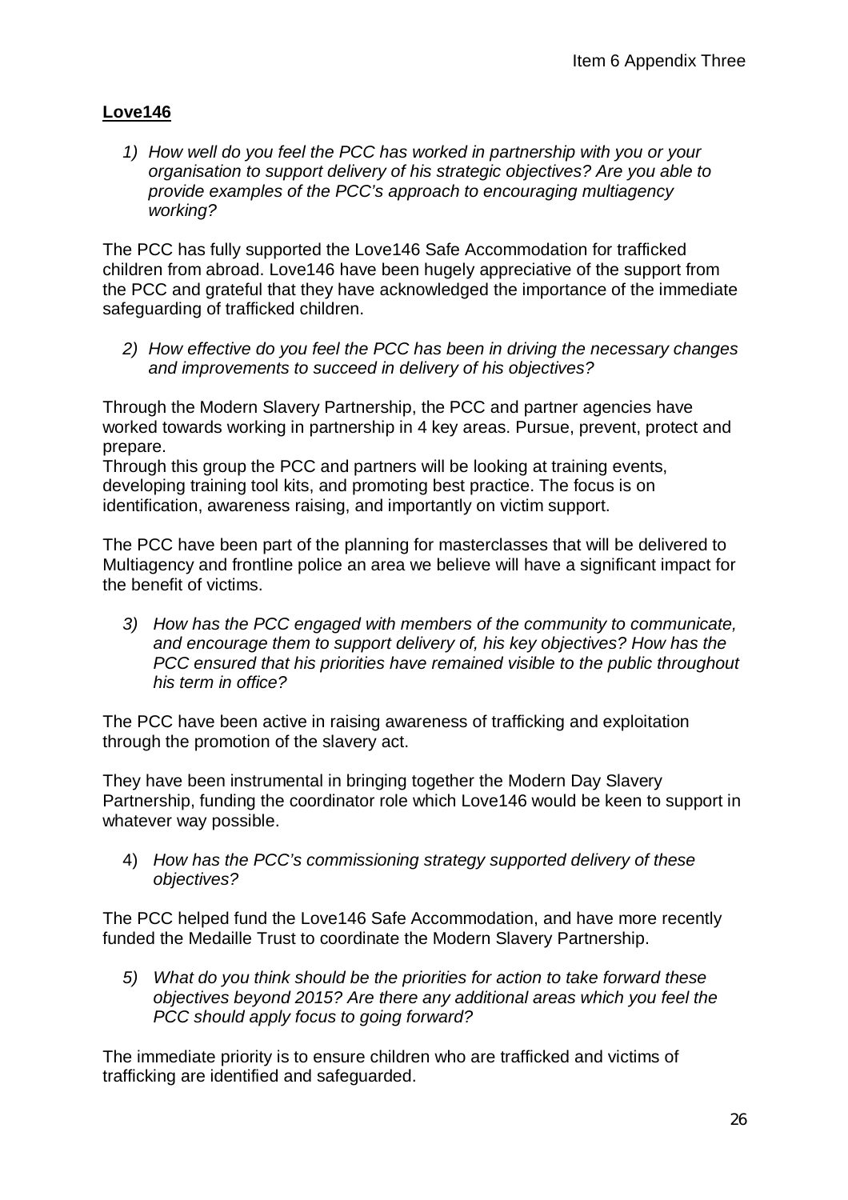**Love146**

1) *How well do you feel the PCC has worked in partnership with you or your organisation to support delivery of his strategic objectives? Are you able to provide examples of the PCC's approach to encouraging multiagency working?*

The PCC has fully supported the Love146 Safe Accommodation for trafficked children from abroad. Love146 have been hugely appreciative of the support from the PCC and grateful that they have acknowledged the importance of the immediate safeguarding of trafficked children.

2) *How effective do you feel the PCC has been in driving the necessary changes and improvements to succeed in delivery of his objectives?*

Through the Modern Slavery Partnership, the PCC and partner agencies have worked towards working in partnership in 4 key areas. Pursue, prevent, protect and prepare.
Through this group the PCC and partners will be looking at training events, developing training tool kits, and promoting best practice. The focus is on identification, awareness raising, and importantly on victim support.

The PCC have been part of the planning for masterclasses that will be delivered to Multiagency and frontline police an area we believe will have a significant impact for the benefit of victims.

3) *How has the PCC engaged with members of the community to communicate, and encourage them to support delivery of, his key objectives? How has the PCC ensured that his priorities have remained visible to the public throughout his term in office?*

The PCC have been active in raising awareness of trafficking and exploitation through the promotion of the slavery act.

They have been instrumental in bringing together the Modern Day Slavery Partnership, funding the coordinator role which Love146 would be keen to support in whatever way possible.

4) *How has the PCC's commissioning strategy supported delivery of these objectives?*

The PCC helped fund the Love146 Safe Accommodation, and have more recently funded the Medaille Trust to coordinate the Modern Slavery Partnership.

5) *What do you think should be the priorities for action to take forward these objectives beyond 2015? Are there any additional areas which you feel the PCC should apply focus to going forward?*

The immediate priority is to ensure children who are trafficked and victims of trafficking are identified and safeguarded.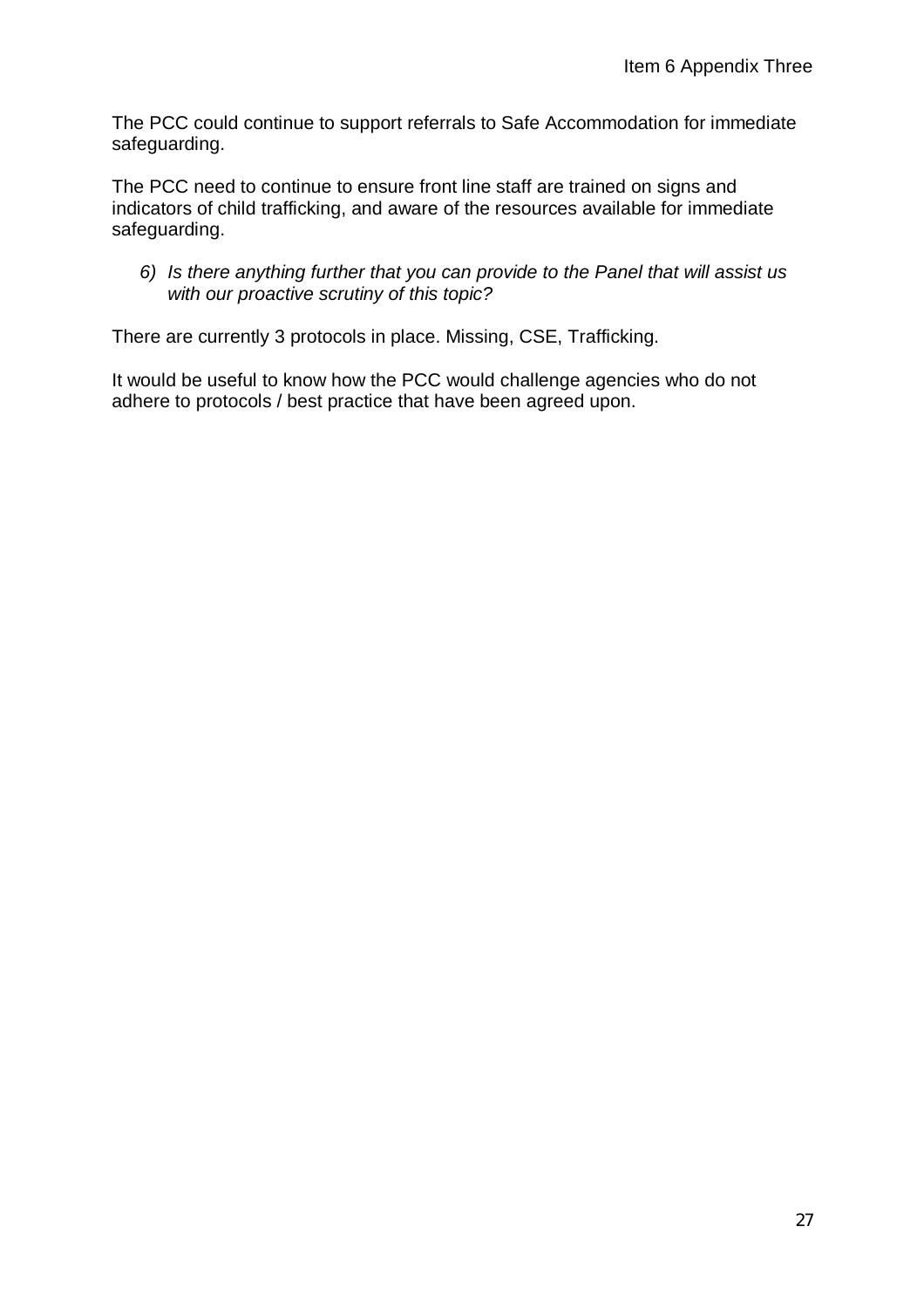The PCC could continue to support referrals to Safe Accommodation for immediate safeguarding.

The PCC need to continue to ensure front line staff are trained on signs and indicators of child trafficking, and aware of the resources available for immediate safeguarding.

6) *Is there anything further that you can provide to the Panel that will assist us with our proactive scrutiny of this topic?*

There are currently 3 protocols in place. Missing, CSE, Trafficking.

It would be useful to know how the PCC would challenge agencies who do not adhere to protocols / best practice that have been agreed upon.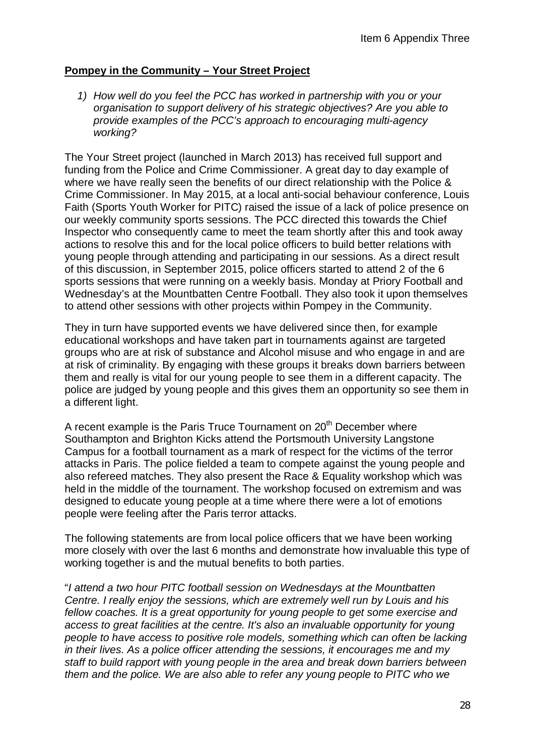**Pompey in the Community – Your Street Project**

1) *How well do you feel the PCC has worked in partnership with you or your organisation to support delivery of his strategic objectives? Are you able to provide examples of the PCC's approach to encouraging multi-agency working?*

The Your Street project (launched in March 2013) has received full support and funding from the Police and Crime Commissioner. A great day to day example of where we have really seen the benefits of our direct relationship with the Police & Crime Commissioner. In May 2015, at a local anti-social behaviour conference, Louis Faith (Sports Youth Worker for PITC) raised the issue of a lack of police presence on our weekly community sports sessions. The PCC directed this towards the Chief Inspector who consequently came to meet the team shortly after this and took away actions to resolve this and for the local police officers to build better relations with young people through attending and participating in our sessions. As a direct result of this discussion, in September 2015, police officers started to attend 2 of the 6 sports sessions that were running on a weekly basis. Monday at Priory Football and Wednesday's at the Mountbatten Centre Football. They also took it upon themselves to attend other sessions with other projects within Pompey in the Community.

They in turn have supported events we have delivered since then, for example educational workshops and have taken part in tournaments against are targeted groups who are at risk of substance and Alcohol misuse and who engage in and are at risk of criminality. By engaging with these groups it breaks down barriers between them and really is vital for our young people to see them in a different capacity. The police are judged by young people and this gives them an opportunity so see them in a different light.

A recent example is the Paris Truce Tournament on 20th December where Southampton and Brighton Kicks attend the Portsmouth University Langstone Campus for a football tournament as a mark of respect for the victims of the terror attacks in Paris. The police fielded a team to compete against the young people and also refereed matches. They also present the Race & Equality workshop which was held in the middle of the tournament. The workshop focused on extremism and was designed to educate young people at a time where there were a lot of emotions people were feeling after the Paris terror attacks.

The following statements are from local police officers that we have been working more closely with over the last 6 months and demonstrate how invaluable this type of working together is and the mutual benefits to both parties.

"*I attend a two hour PITC football session on Wednesdays at the Mountbatten Centre. I really enjoy the sessions, which are extremely well run by Louis and his fellow coaches. It is a great opportunity for young people to get some exercise and access to great facilities at the centre. It's also an invaluable opportunity for young people to have access to positive role models, something which can often be lacking in their lives. As a police officer attending the sessions, it encourages me and my staff to build rapport with young people in the area and break down barriers between them and the police. We are also able to refer any young people to PITC who we*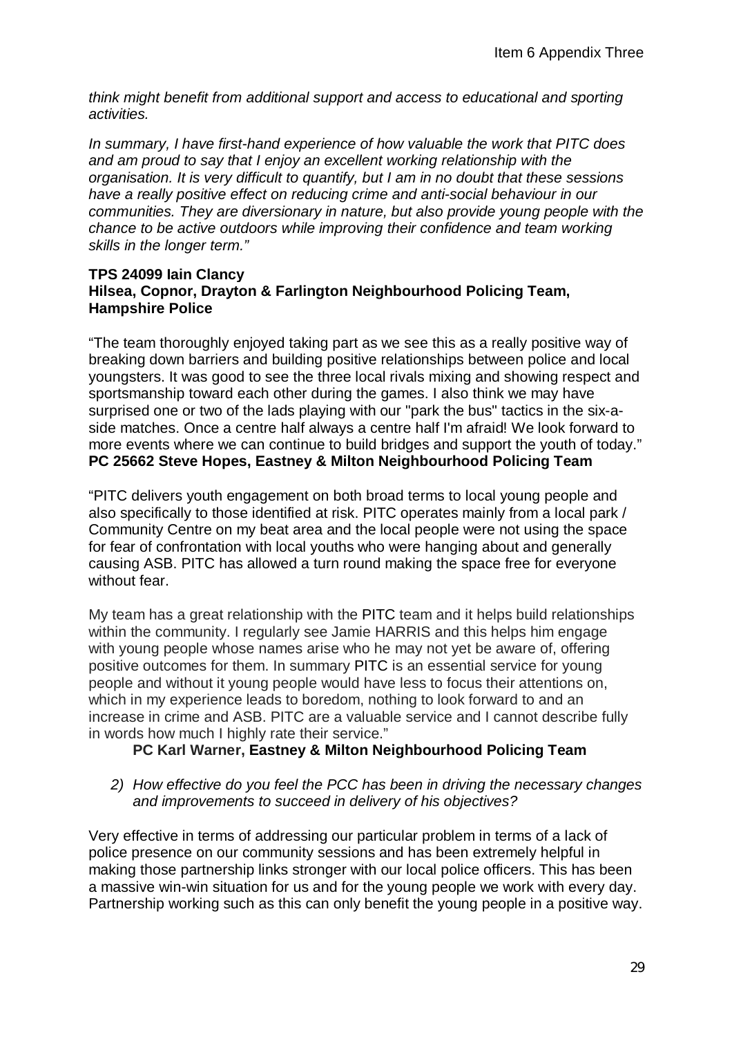*think might benefit from additional support and access to educational and sporting activities.*

*In summary, I have first-hand experience of how valuable the work that PITC does and am proud to say that I enjoy an excellent working relationship with the organisation. It is very difficult to quantify, but I am in no doubt that these sessions have a really positive effect on reducing crime and anti-social behaviour in our communities. They are diversionary in nature, but also provide young people with the chance to be active outdoors while improving their confidence and team working skills in the longer term."*

**TPS 24099 Iain Clancy**
**Hilsea, Copnor, Drayton & Farlington Neighbourhood Policing Team, Hampshire Police**

"The team thoroughly enjoyed taking part as we see this as a really positive way of breaking down barriers and building positive relationships between police and local youngsters. It was good to see the three local rivals mixing and showing respect and sportsmanship toward each other during the games. I also think we may have surprised one or two of the lads playing with our "park the bus" tactics in the six-a-side matches. Once a centre half always a centre half I'm afraid! We look forward to more events where we can continue to build bridges and support the youth of today."
**PC 25662 Steve Hopes, Eastney & Milton Neighbourhood Policing Team**

"PITC delivers youth engagement on both broad terms to local young people and also specifically to those identified at risk. PITC operates mainly from a local park / Community Centre on my beat area and the local people were not using the space for fear of confrontation with local youths who were hanging about and generally causing ASB. PITC has allowed a turn round making the space free for everyone without fear.

My team has a great relationship with the PITC team and it helps build relationships within the community. I regularly see Jamie HARRIS and this helps him engage with young people whose names arise who he may not yet be aware of, offering positive outcomes for them. In summary PITC is an essential service for young people and without it young people would have less to focus their attentions on, which in my experience leads to boredom, nothing to look forward to and an increase in crime and ASB. PITC are a valuable service and I cannot describe fully in words how much I highly rate their service."

**PC Karl Warner, Eastney & Milton Neighbourhood Policing Team**

2) *How effective do you feel the PCC has been in driving the necessary changes and improvements to succeed in delivery of his objectives?*

Very effective in terms of addressing our particular problem in terms of a lack of police presence on our community sessions and has been extremely helpful in making those partnership links stronger with our local police officers. This has been a massive win-win situation for us and for the young people we work with every day. Partnership working such as this can only benefit the young people in a positive way.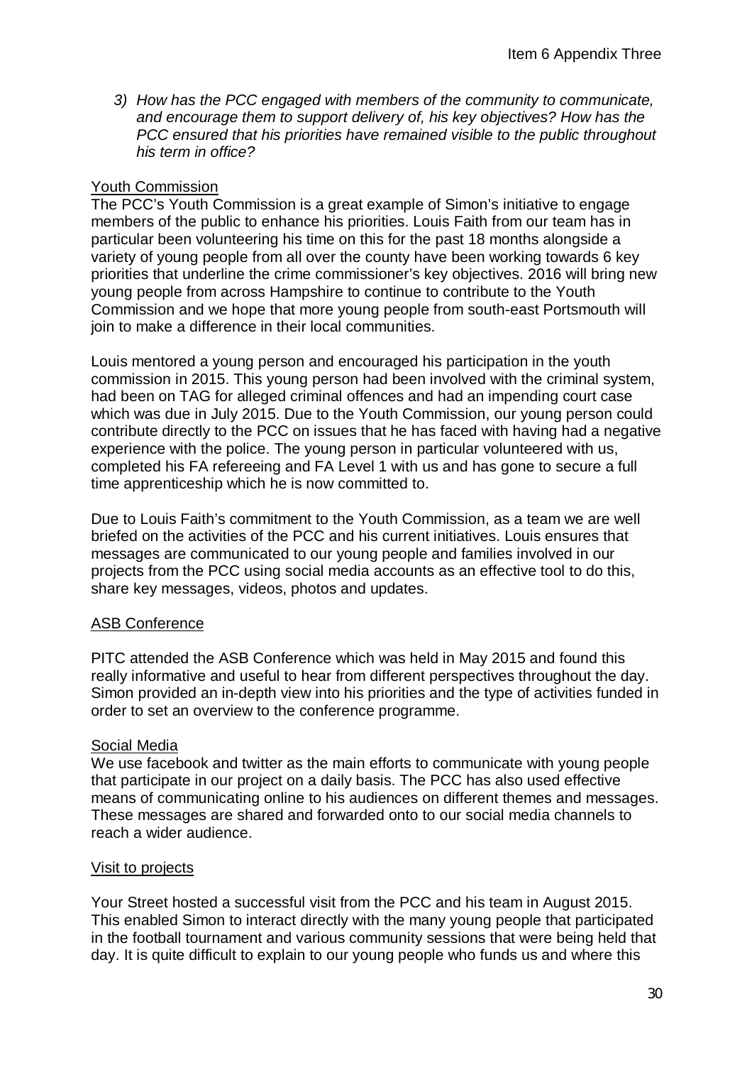*3) How has the PCC engaged with members of the community to communicate, and encourage them to support delivery of, his key objectives? How has the PCC ensured that his priorities have remained visible to the public throughout his term in office?*

Youth Commission

The PCC's Youth Commission is a great example of Simon's initiative to engage members of the public to enhance his priorities. Louis Faith from our team has in particular been volunteering his time on this for the past 18 months alongside a variety of young people from all over the county have been working towards 6 key priorities that underline the crime commissioner's key objectives. 2016 will bring new young people from across Hampshire to continue to contribute to the Youth Commission and we hope that more young people from south-east Portsmouth will join to make a difference in their local communities.

Louis mentored a young person and encouraged his participation in the youth commission in 2015. This young person had been involved with the criminal system, had been on TAG for alleged criminal offences and had an impending court case which was due in July 2015. Due to the Youth Commission, our young person could contribute directly to the PCC on issues that he has faced with having had a negative experience with the police. The young person in particular volunteered with us, completed his FA refereeing and FA Level 1 with us and has gone to secure a full time apprenticeship which he is now committed to.

Due to Louis Faith's commitment to the Youth Commission, as a team we are well briefed on the activities of the PCC and his current initiatives. Louis ensures that messages are communicated to our young people and families involved in our projects from the PCC using social media accounts as an effective tool to do this, share key messages, videos, photos and updates.

ASB Conference

PITC attended the ASB Conference which was held in May 2015 and found this really informative and useful to hear from different perspectives throughout the day. Simon provided an in-depth view into his priorities and the type of activities funded in order to set an overview to the conference programme.

Social Media

We use facebook and twitter as the main efforts to communicate with young people that participate in our project on a daily basis. The PCC has also used effective means of communicating online to his audiences on different themes and messages. These messages are shared and forwarded onto to our social media channels to reach a wider audience.

Visit to projects

Your Street hosted a successful visit from the PCC and his team in August 2015. This enabled Simon to interact directly with the many young people that participated in the football tournament and various community sessions that were being held that day. It is quite difficult to explain to our young people who funds us and where this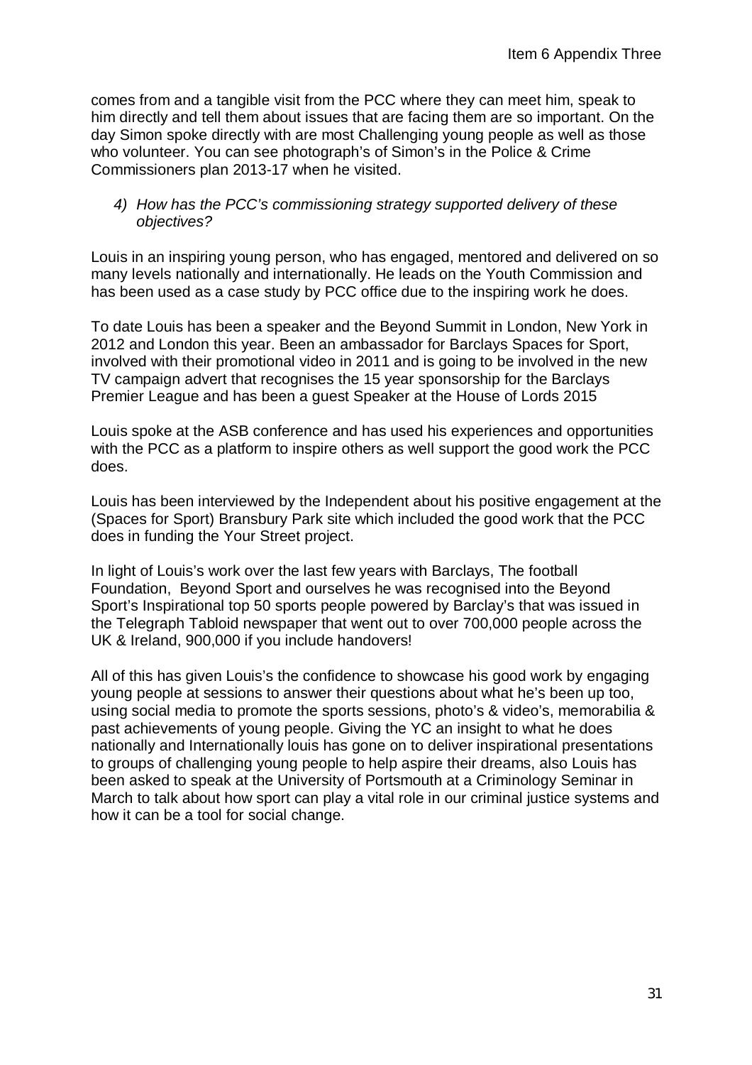comes from and a tangible visit from the PCC where they can meet him, speak to him directly and tell them about issues that are facing them are so important. On the day Simon spoke directly with are most Challenging young people as well as those who volunteer. You can see photograph's of Simon's in the Police & Crime Commissioners plan 2013-17 when he visited.

4) *How has the PCC's commissioning strategy supported delivery of these objectives?*

Louis in an inspiring young person, who has engaged, mentored and delivered on so many levels nationally and internationally. He leads on the Youth Commission and has been used as a case study by PCC office due to the inspiring work he does.

To date Louis has been a speaker and the Beyond Summit in London, New York in 2012 and London this year. Been an ambassador for Barclays Spaces for Sport, involved with their promotional video in 2011 and is going to be involved in the new TV campaign advert that recognises the 15 year sponsorship for the Barclays Premier League and has been a guest Speaker at the House of Lords 2015

Louis spoke at the ASB conference and has used his experiences and opportunities with the PCC as a platform to inspire others as well support the good work the PCC does.

Louis has been interviewed by the Independent about his positive engagement at the (Spaces for Sport) Bransbury Park site which included the good work that the PCC does in funding the Your Street project.

In light of Louis's work over the last few years with Barclays, The football Foundation, Beyond Sport and ourselves he was recognised into the Beyond Sport's Inspirational top 50 sports people powered by Barclay's that was issued in the Telegraph Tabloid newspaper that went out to over 700,000 people across the UK & Ireland, 900,000 if you include handovers!

All of this has given Louis's the confidence to showcase his good work by engaging young people at sessions to answer their questions about what he's been up too, using social media to promote the sports sessions, photo's & video's, memorabilia & past achievements of young people. Giving the YC an insight to what he does nationally and Internationally louis has gone on to deliver inspirational presentations to groups of challenging young people to help aspire their dreams, also Louis has been asked to speak at the University of Portsmouth at a Criminology Seminar in March to talk about how sport can play a vital role in our criminal justice systems and how it can be a tool for social change.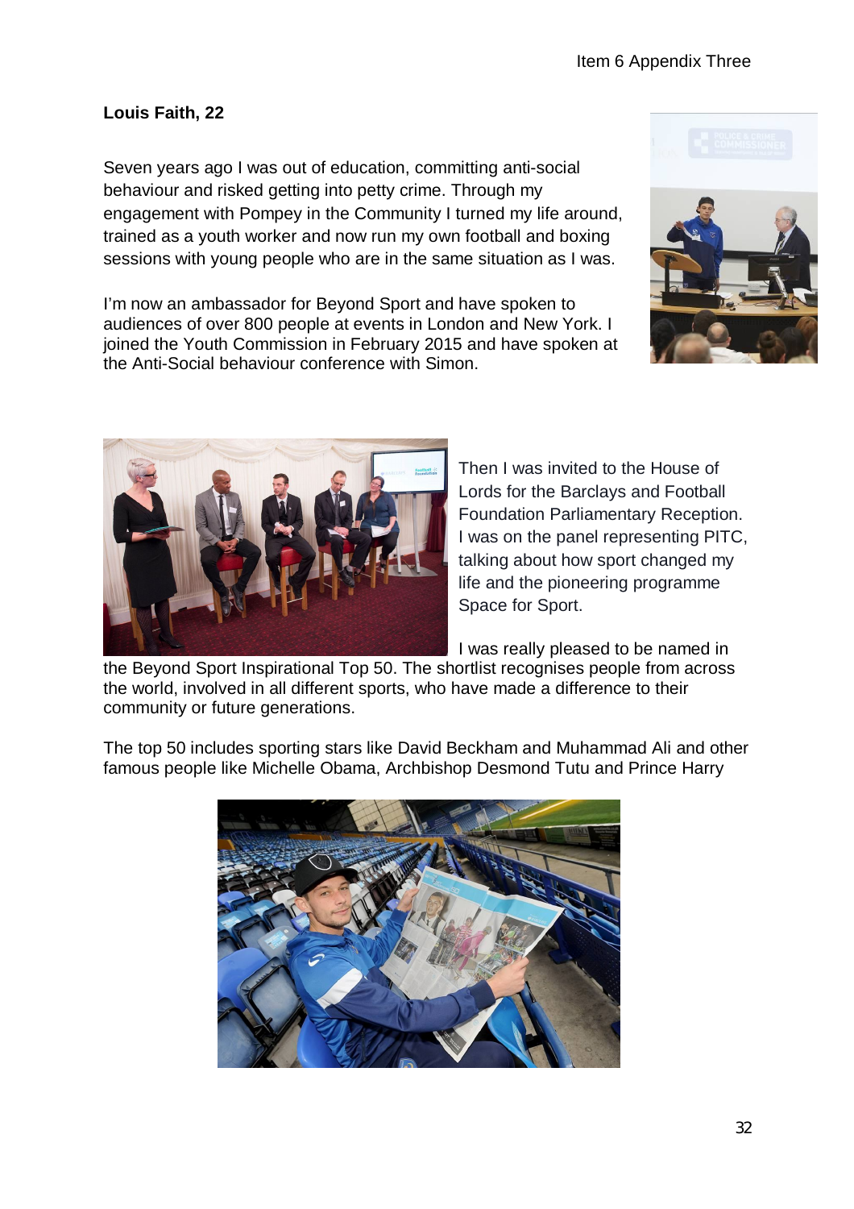**Louis Faith, 22**

Seven years ago I was out of education, committing anti-social behaviour and risked getting into petty crime. Through my engagement with Pompey in the Community I turned my life around, trained as a youth worker and now run my own football and boxing sessions with young people who are in the same situation as I was.

I'm now an ambassador for Beyond Sport and have spoken to audiences of over 800 people at events in London and New York. I joined the Youth Commission in February 2015 and have spoken at the Anti-Social behaviour conference with Simon.

Then I was invited to the House of Lords for the Barclays and Football Foundation Parliamentary Reception. I was on the panel representing PITC, talking about how sport changed my life and the pioneering programme Space for Sport.

I was really pleased to be named in the Beyond Sport Inspirational Top 50. The shortlist recognises people from across the world, involved in all different sports, who have made a difference to their community or future generations.

The top 50 includes sporting stars like David Beckham and Muhammad Ali and other famous people like Michelle Obama, Archbishop Desmond Tutu and Prince Harry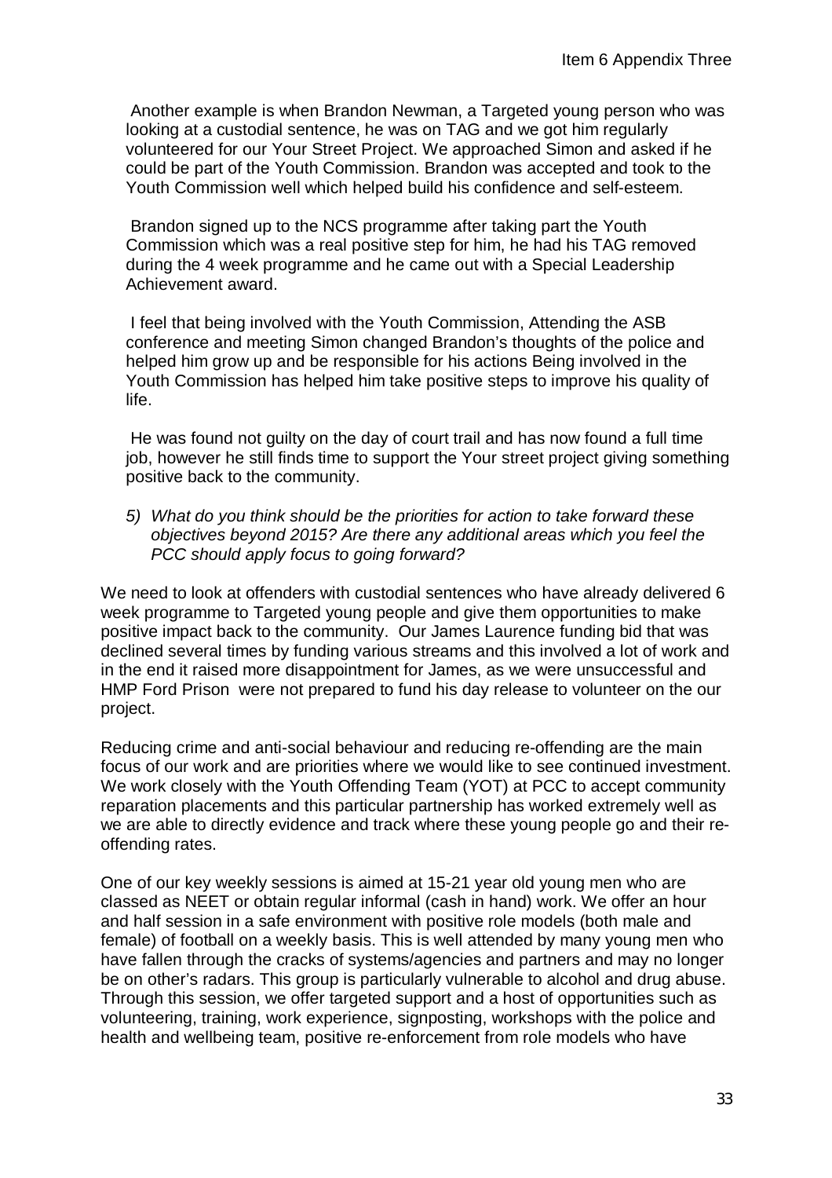Another example is when Brandon Newman, a Targeted young person who was looking at a custodial sentence, he was on TAG and we got him regularly volunteered for our Your Street Project. We approached Simon and asked if he could be part of the Youth Commission. Brandon was accepted and took to the Youth Commission well which helped build his confidence and self-esteem.

Brandon signed up to the NCS programme after taking part the Youth Commission which was a real positive step for him, he had his TAG removed during the 4 week programme and he came out with a Special Leadership Achievement award.

I feel that being involved with the Youth Commission, Attending the ASB conference and meeting Simon changed Brandon's thoughts of the police and helped him grow up and be responsible for his actions Being involved in the Youth Commission has helped him take positive steps to improve his quality of life.

He was found not guilty on the day of court trail and has now found a full time job, however he still finds time to support the Your street project giving something positive back to the community.

5) *What do you think should be the priorities for action to take forward these objectives beyond 2015? Are there any additional areas which you feel the PCC should apply focus to going forward?*

We need to look at offenders with custodial sentences who have already delivered 6 week programme to Targeted young people and give them opportunities to make positive impact back to the community. Our James Laurence funding bid that was declined several times by funding various streams and this involved a lot of work and in the end it raised more disappointment for James, as we were unsuccessful and HMP Ford Prison were not prepared to fund his day release to volunteer on the our project.

Reducing crime and anti-social behaviour and reducing re-offending are the main focus of our work and are priorities where we would like to see continued investment. We work closely with the Youth Offending Team (YOT) at PCC to accept community reparation placements and this particular partnership has worked extremely well as we are able to directly evidence and track where these young people go and their re-offending rates.

One of our key weekly sessions is aimed at 15-21 year old young men who are classed as NEET or obtain regular informal (cash in hand) work. We offer an hour and half session in a safe environment with positive role models (both male and female) of football on a weekly basis. This is well attended by many young men who have fallen through the cracks of systems/agencies and partners and may no longer be on other's radars. This group is particularly vulnerable to alcohol and drug abuse. Through this session, we offer targeted support and a host of opportunities such as volunteering, training, work experience, signposting, workshops with the police and health and wellbeing team, positive re-enforcement from role models who have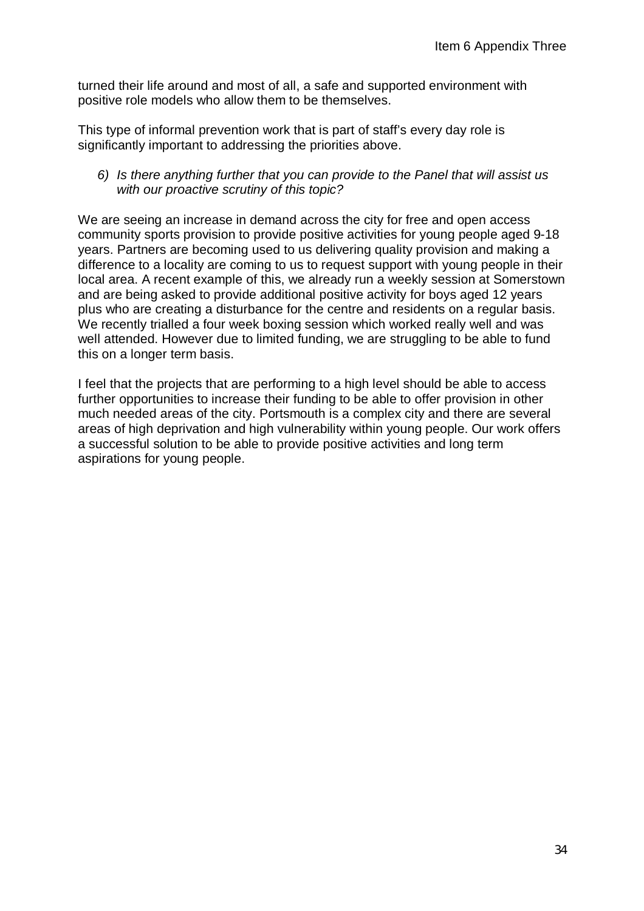turned their life around and most of all, a safe and supported environment with positive role models who allow them to be themselves.

This type of informal prevention work that is part of staff's every day role is significantly important to addressing the priorities above.

6) *Is there anything further that you can provide to the Panel that will assist us with our proactive scrutiny of this topic?*

We are seeing an increase in demand across the city for free and open access community sports provision to provide positive activities for young people aged 9-18 years. Partners are becoming used to us delivering quality provision and making a difference to a locality are coming to us to request support with young people in their local area. A recent example of this, we already run a weekly session at Somerstown and are being asked to provide additional positive activity for boys aged 12 years plus who are creating a disturbance for the centre and residents on a regular basis. We recently trialled a four week boxing session which worked really well and was well attended. However due to limited funding, we are struggling to be able to fund this on a longer term basis.

I feel that the projects that are performing to a high level should be able to access further opportunities to increase their funding to be able to offer provision in other much needed areas of the city. Portsmouth is a complex city and there are several areas of high deprivation and high vulnerability within young people. Our work offers a successful solution to be able to provide positive activities and long term aspirations for young people.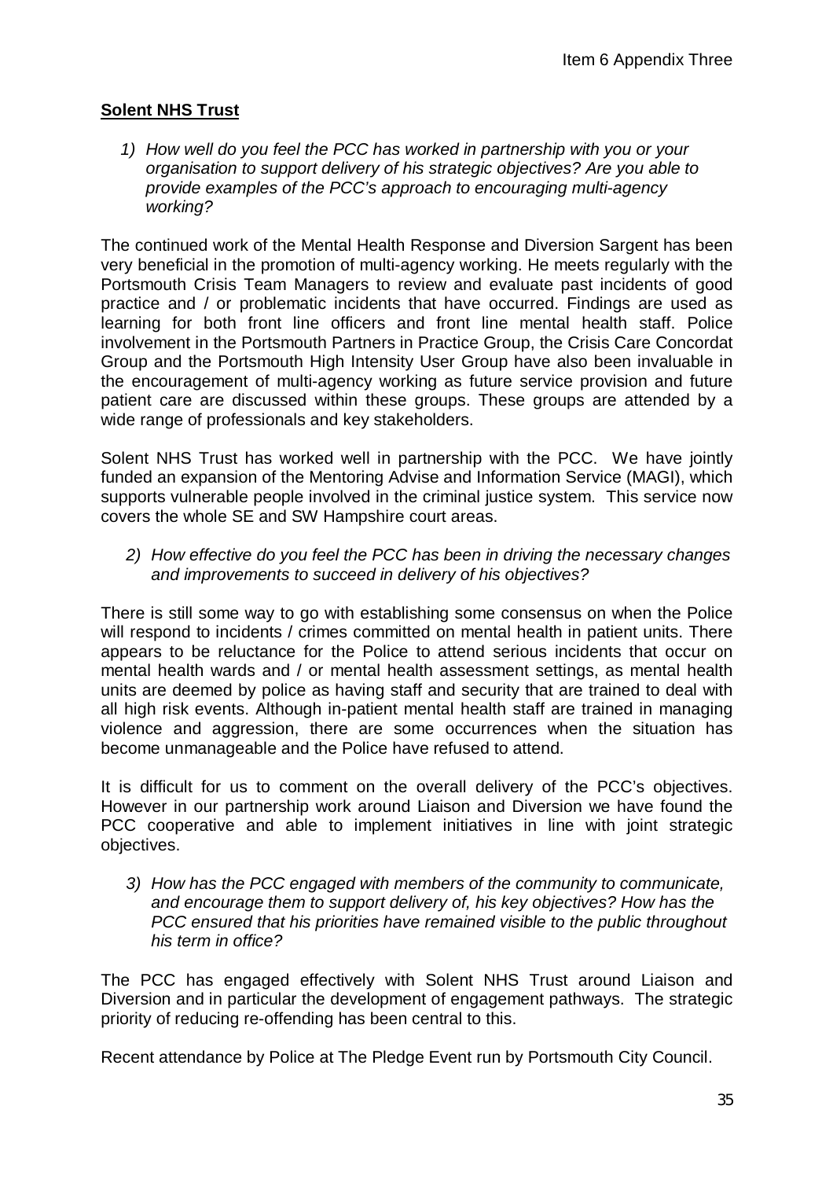**Solent NHS Trust**

1) *How well do you feel the PCC has worked in partnership with you or your organisation to support delivery of his strategic objectives? Are you able to provide examples of the PCC's approach to encouraging multi-agency working?*

The continued work of the Mental Health Response and Diversion Sargent has been very beneficial in the promotion of multi-agency working. He meets regularly with the Portsmouth Crisis Team Managers to review and evaluate past incidents of good practice and / or problematic incidents that have occurred. Findings are used as learning for both front line officers and front line mental health staff. Police involvement in the Portsmouth Partners in Practice Group, the Crisis Care Concordat Group and the Portsmouth High Intensity User Group have also been invaluable in the encouragement of multi-agency working as future service provision and future patient care are discussed within these groups. These groups are attended by a wide range of professionals and key stakeholders.

Solent NHS Trust has worked well in partnership with the PCC. We have jointly funded an expansion of the Mentoring Advise and Information Service (MAGI), which supports vulnerable people involved in the criminal justice system. This service now covers the whole SE and SW Hampshire court areas.

2) *How effective do you feel the PCC has been in driving the necessary changes and improvements to succeed in delivery of his objectives?*

There is still some way to go with establishing some consensus on when the Police will respond to incidents / crimes committed on mental health in patient units. There appears to be reluctance for the Police to attend serious incidents that occur on mental health wards and / or mental health assessment settings, as mental health units are deemed by police as having staff and security that are trained to deal with all high risk events. Although in-patient mental health staff are trained in managing violence and aggression, there are some occurrences when the situation has become unmanageable and the Police have refused to attend.

It is difficult for us to comment on the overall delivery of the PCC's objectives. However in our partnership work around Liaison and Diversion we have found the PCC cooperative and able to implement initiatives in line with joint strategic objectives.

3) *How has the PCC engaged with members of the community to communicate, and encourage them to support delivery of, his key objectives? How has the PCC ensured that his priorities have remained visible to the public throughout his term in office?*

The PCC has engaged effectively with Solent NHS Trust around Liaison and Diversion and in particular the development of engagement pathways. The strategic priority of reducing re-offending has been central to this.

Recent attendance by Police at The Pledge Event run by Portsmouth City Council.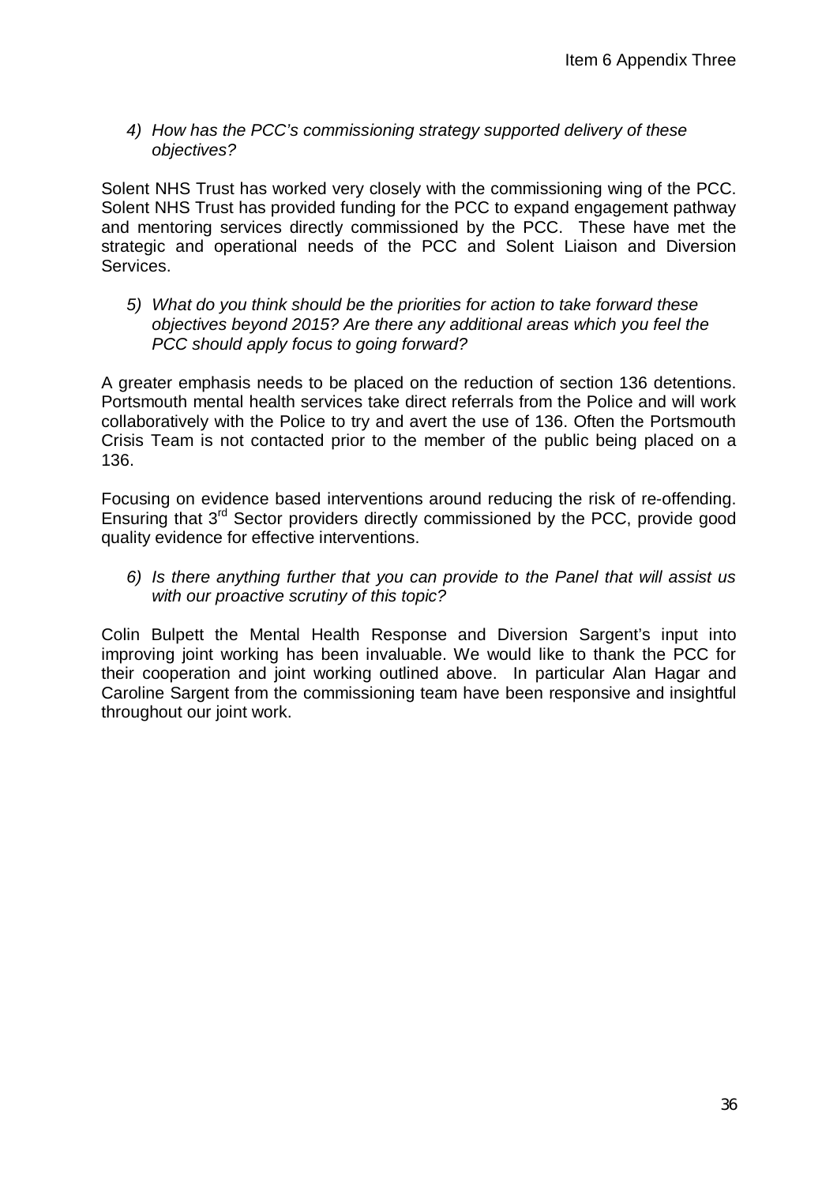4) *How has the PCC's commissioning strategy supported delivery of these objectives?*

Solent NHS Trust has worked very closely with the commissioning wing of the PCC. Solent NHS Trust has provided funding for the PCC to expand engagement pathway and mentoring services directly commissioned by the PCC. These have met the strategic and operational needs of the PCC and Solent Liaison and Diversion Services.

5) *What do you think should be the priorities for action to take forward these objectives beyond 2015? Are there any additional areas which you feel the PCC should apply focus to going forward?*

A greater emphasis needs to be placed on the reduction of section 136 detentions. Portsmouth mental health services take direct referrals from the Police and will work collaboratively with the Police to try and avert the use of 136. Often the Portsmouth Crisis Team is not contacted prior to the member of the public being placed on a 136.

Focusing on evidence based interventions around reducing the risk of re-offending. Ensuring that 3rd Sector providers directly commissioned by the PCC, provide good quality evidence for effective interventions.

6) *Is there anything further that you can provide to the Panel that will assist us with our proactive scrutiny of this topic?*

Colin Bulpett the Mental Health Response and Diversion Sargent's input into improving joint working has been invaluable. We would like to thank the PCC for their cooperation and joint working outlined above. In particular Alan Hagar and Caroline Sargent from the commissioning team have been responsive and insightful throughout our joint work.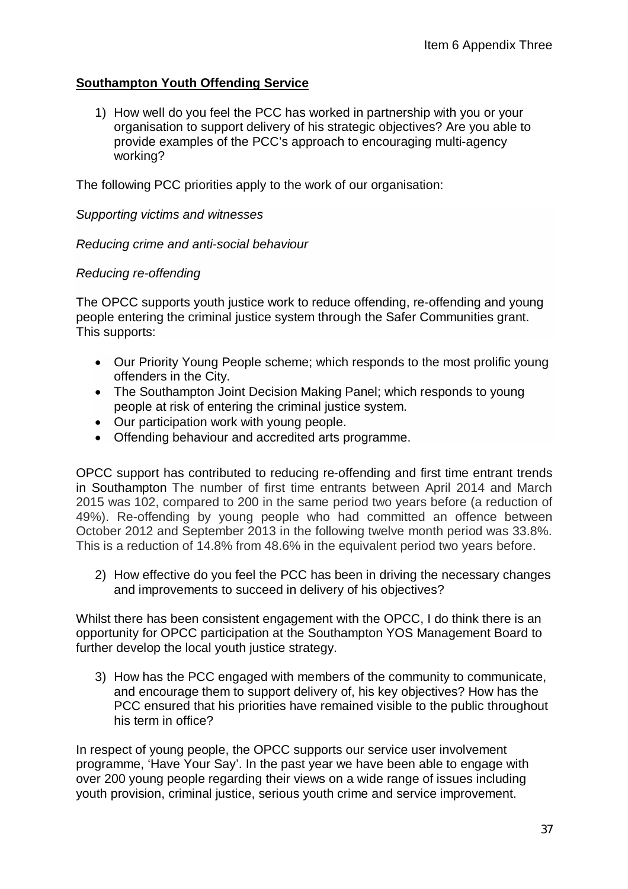**Southampton Youth Offending Service**

1) How well do you feel the PCC has worked in partnership with you or your organisation to support delivery of his strategic objectives? Are you able to provide examples of the PCC's approach to encouraging multi-agency working?

The following PCC priorities apply to the work of our organisation:

*Supporting victims and witnesses*

*Reducing crime and anti-social behaviour*

*Reducing re-offending*

The OPCC supports youth justice work to reduce offending, re-offending and young people entering the criminal justice system through the Safer Communities grant. This supports:

- Our Priority Young People scheme; which responds to the most prolific young offenders in the City.
- The Southampton Joint Decision Making Panel; which responds to young people at risk of entering the criminal justice system.
- Our participation work with young people.
- Offending behaviour and accredited arts programme.

OPCC support has contributed to reducing re-offending and first time entrant trends in Southampton The number of first time entrants between April 2014 and March 2015 was 102, compared to 200 in the same period two years before (a reduction of 49%). Re-offending by young people who had committed an offence between October 2012 and September 2013 in the following twelve month period was 33.8%. This is a reduction of 14.8% from 48.6% in the equivalent period two years before.

2) How effective do you feel the PCC has been in driving the necessary changes and improvements to succeed in delivery of his objectives?

Whilst there has been consistent engagement with the OPCC, I do think there is an opportunity for OPCC participation at the Southampton YOS Management Board to further develop the local youth justice strategy.

3) How has the PCC engaged with members of the community to communicate, and encourage them to support delivery of, his key objectives? How has the PCC ensured that his priorities have remained visible to the public throughout his term in office?

In respect of young people, the OPCC supports our service user involvement programme, 'Have Your Say'. In the past year we have been able to engage with over 200 young people regarding their views on a wide range of issues including youth provision, criminal justice, serious youth crime and service improvement.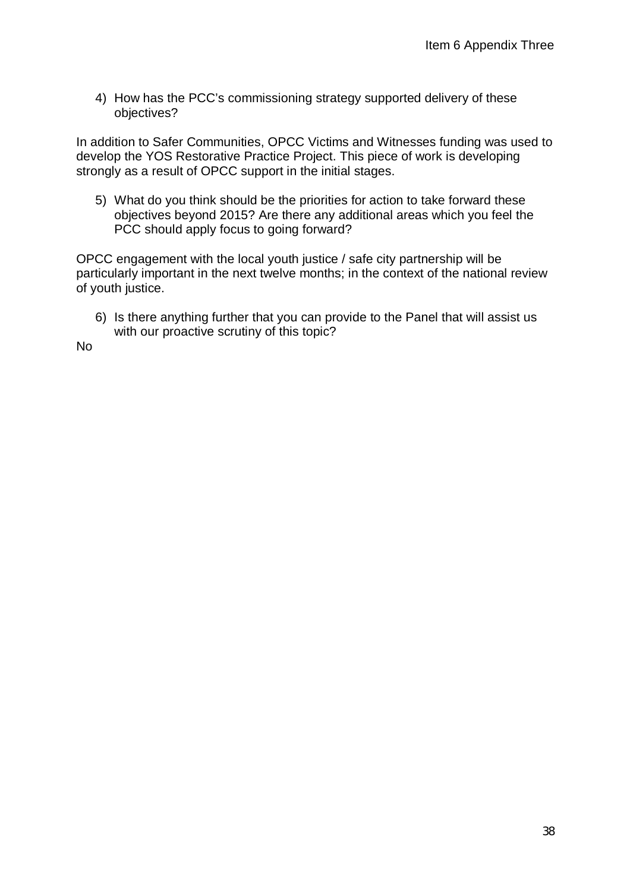4) How has the PCC's commissioning strategy supported delivery of these objectives?

In addition to Safer Communities, OPCC Victims and Witnesses funding was used to develop the YOS Restorative Practice Project. This piece of work is developing strongly as a result of OPCC support in the initial stages.

5) What do you think should be the priorities for action to take forward these objectives beyond 2015? Are there any additional areas which you feel the PCC should apply focus to going forward?

OPCC engagement with the local youth justice / safe city partnership will be particularly important in the next twelve months; in the context of the national review of youth justice.

6) Is there anything further that you can provide to the Panel that will assist us with our proactive scrutiny of this topic?

No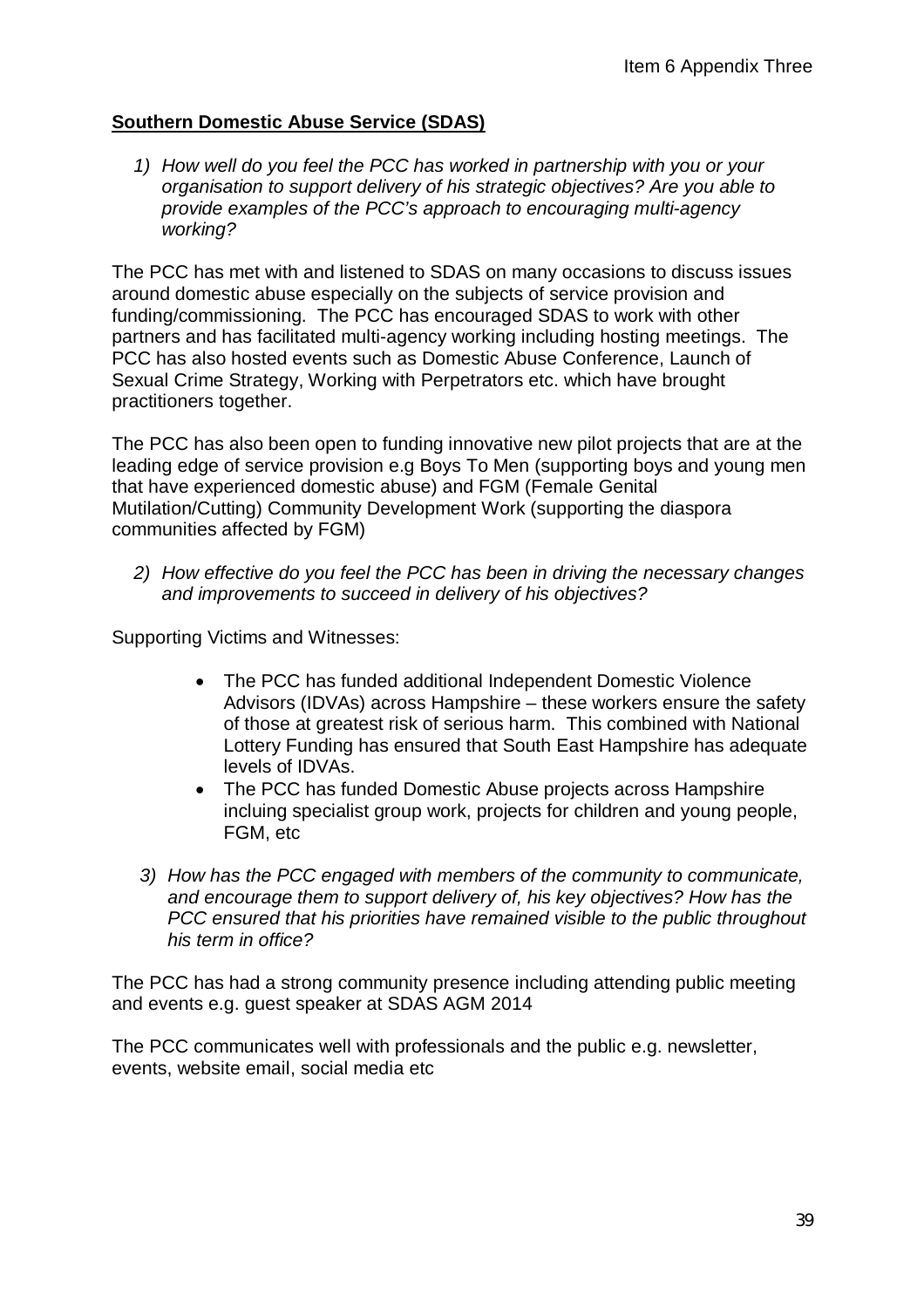Item 6 Appendix Three

**Southern Domestic Abuse Service (SDAS)**

1) *How well do you feel the PCC has worked in partnership with you or your organisation to support delivery of his strategic objectives? Are you able to provide examples of the PCC's approach to encouraging multi-agency working?*

The PCC has met with and listened to SDAS on many occasions to discuss issues around domestic abuse especially on the subjects of service provision and funding/commissioning. The PCC has encouraged SDAS to work with other partners and has facilitated multi-agency working including hosting meetings. The PCC has also hosted events such as Domestic Abuse Conference, Launch of Sexual Crime Strategy, Working with Perpetrators etc. which have brought practitioners together.

The PCC has also been open to funding innovative new pilot projects that are at the leading edge of service provision e.g Boys To Men (supporting boys and young men that have experienced domestic abuse) and FGM (Female Genital Mutilation/Cutting) Community Development Work (supporting the diaspora communities affected by FGM)

2) *How effective do you feel the PCC has been in driving the necessary changes and improvements to succeed in delivery of his objectives?*

Supporting Victims and Witnesses:

- The PCC has funded additional Independent Domestic Violence Advisors (IDVAs) across Hampshire – these workers ensure the safety of those at greatest risk of serious harm. This combined with National Lottery Funding has ensured that South East Hampshire has adequate levels of IDVAs.
- The PCC has funded Domestic Abuse projects across Hampshire incluing specialist group work, projects for children and young people, FGM, etc

3) *How has the PCC engaged with members of the community to communicate, and encourage them to support delivery of, his key objectives? How has the PCC ensured that his priorities have remained visible to the public throughout his term in office?*

The PCC has had a strong community presence including attending public meeting and events e.g. guest speaker at SDAS AGM 2014

The PCC communicates well with professionals and the public e.g. newsletter, events, website email, social media etc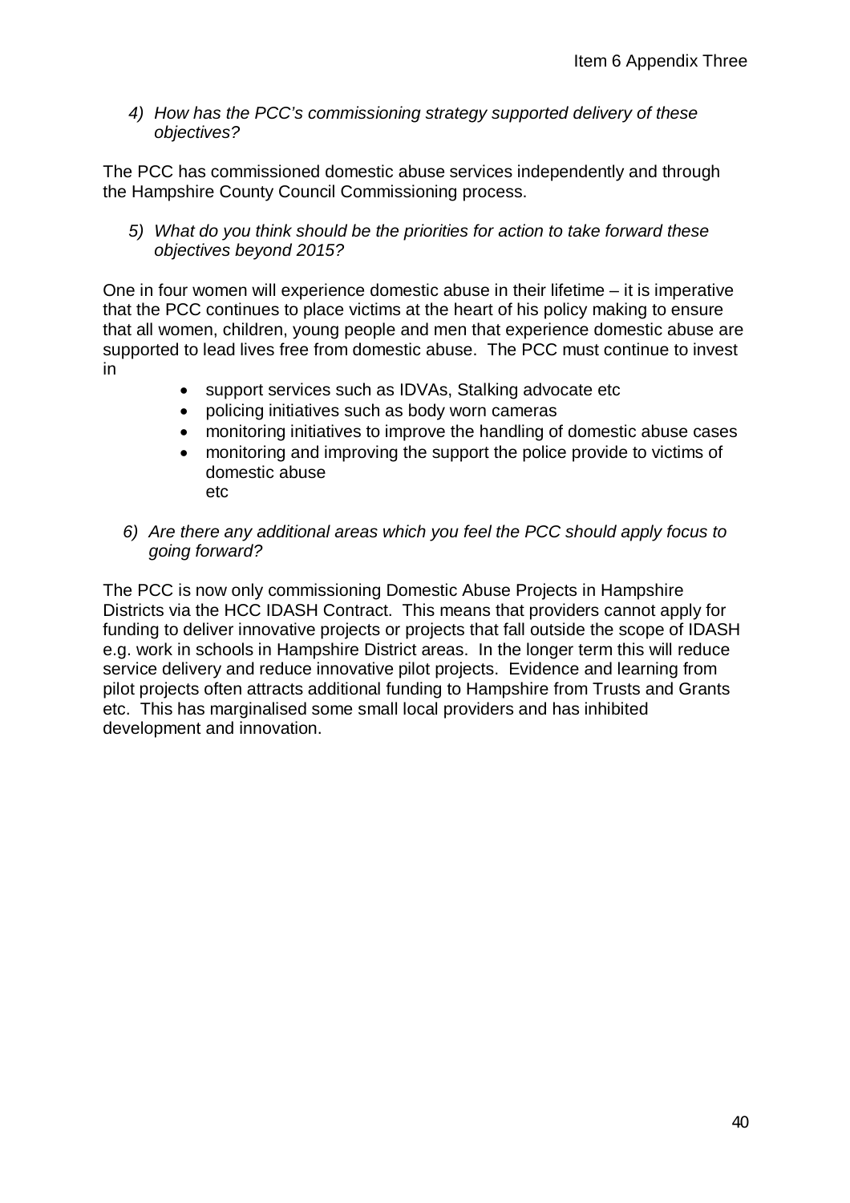4) *How has the PCC's commissioning strategy supported delivery of these objectives?*

The PCC has commissioned domestic abuse services independently and through the Hampshire County Council Commissioning process.

5) *What do you think should be the priorities for action to take forward these objectives beyond 2015?*

One in four women will experience domestic abuse in their lifetime – it is imperative that the PCC continues to place victims at the heart of his policy making to ensure that all women, children, young people and men that experience domestic abuse are supported to lead lives free from domestic abuse. The PCC must continue to invest in

- support services such as IDVAs, Stalking advocate etc
- policing initiatives such as body worn cameras
- monitoring initiatives to improve the handling of domestic abuse cases
- monitoring and improving the support the police provide to victims of domestic abuse
  etc

6) *Are there any additional areas which you feel the PCC should apply focus to going forward?*

The PCC is now only commissioning Domestic Abuse Projects in Hampshire Districts via the HCC IDASH Contract. This means that providers cannot apply for funding to deliver innovative projects or projects that fall outside the scope of IDASH e.g. work in schools in Hampshire District areas. In the longer term this will reduce service delivery and reduce innovative pilot projects. Evidence and learning from pilot projects often attracts additional funding to Hampshire from Trusts and Grants etc. This has marginalised some small local providers and has inhibited development and innovation.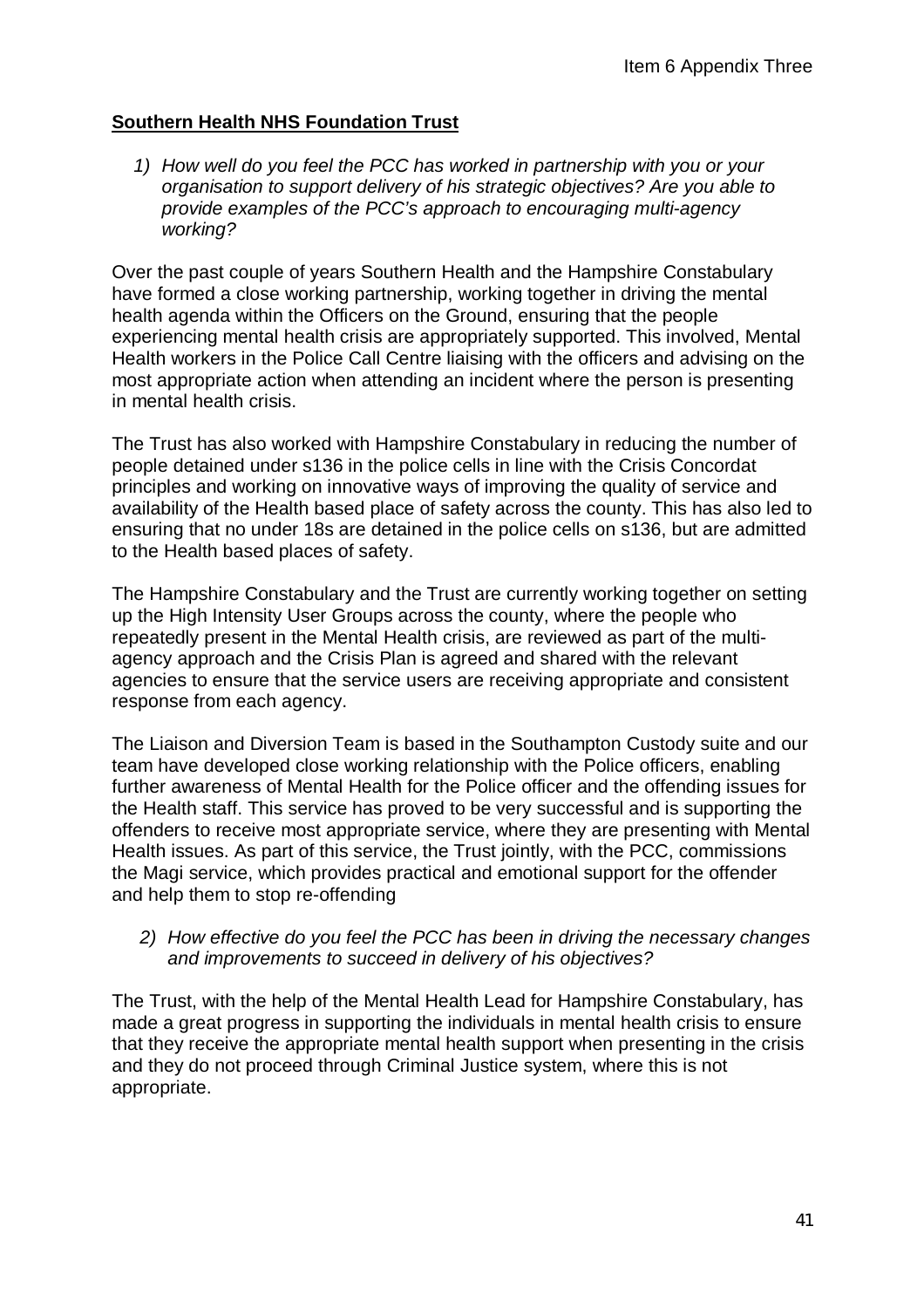Item 6 Appendix Three

**Southern Health NHS Foundation Trust**

1) *How well do you feel the PCC has worked in partnership with you or your organisation to support delivery of his strategic objectives? Are you able to provide examples of the PCC's approach to encouraging multi-agency working?*

Over the past couple of years Southern Health and the Hampshire Constabulary have formed a close working partnership, working together in driving the mental health agenda within the Officers on the Ground, ensuring that the people experiencing mental health crisis are appropriately supported. This involved, Mental Health workers in the Police Call Centre liaising with the officers and advising on the most appropriate action when attending an incident where the person is presenting in mental health crisis.

The Trust has also worked with Hampshire Constabulary in reducing the number of people detained under s136 in the police cells in line with the Crisis Concordat principles and working on innovative ways of improving the quality of service and availability of the Health based place of safety across the county. This has also led to ensuring that no under 18s are detained in the police cells on s136, but are admitted to the Health based places of safety.

The Hampshire Constabulary and the Trust are currently working together on setting up the High Intensity User Groups across the county, where the people who repeatedly present in the Mental Health crisis, are reviewed as part of the multi-agency approach and the Crisis Plan is agreed and shared with the relevant agencies to ensure that the service users are receiving appropriate and consistent response from each agency.

The Liaison and Diversion Team is based in the Southampton Custody suite and our team have developed close working relationship with the Police officers, enabling further awareness of Mental Health for the Police officer and the offending issues for the Health staff. This service has proved to be very successful and is supporting the offenders to receive most appropriate service, where they are presenting with Mental Health issues. As part of this service, the Trust jointly, with the PCC, commissions the Magi service, which provides practical and emotional support for the offender and help them to stop re-offending

2) *How effective do you feel the PCC has been in driving the necessary changes and improvements to succeed in delivery of his objectives?*

The Trust, with the help of the Mental Health Lead for Hampshire Constabulary, has made a great progress in supporting the individuals in mental health crisis to ensure that they receive the appropriate mental health support when presenting in the crisis and they do not proceed through Criminal Justice system, where this is not appropriate.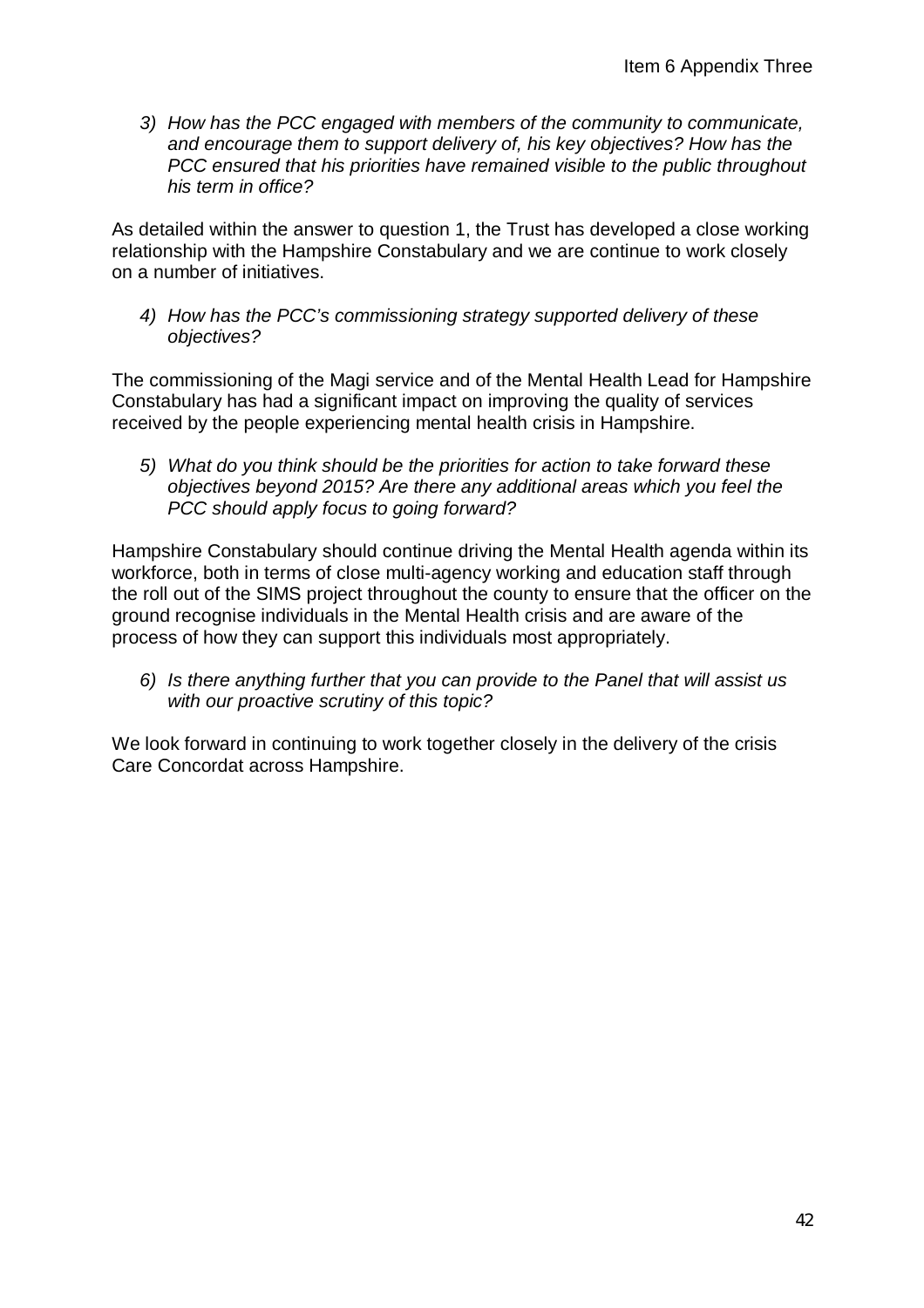3) *How has the PCC engaged with members of the community to communicate, and encourage them to support delivery of, his key objectives? How has the PCC ensured that his priorities have remained visible to the public throughout his term in office?*

As detailed within the answer to question 1, the Trust has developed a close working relationship with the Hampshire Constabulary and we are continue to work closely on a number of initiatives.

4) *How has the PCC's commissioning strategy supported delivery of these objectives?*

The commissioning of the Magi service and of the Mental Health Lead for Hampshire Constabulary has had a significant impact on improving the quality of services received by the people experiencing mental health crisis in Hampshire.

5) *What do you think should be the priorities for action to take forward these objectives beyond 2015? Are there any additional areas which you feel the PCC should apply focus to going forward?*

Hampshire Constabulary should continue driving the Mental Health agenda within its workforce, both in terms of close multi-agency working and education staff through the roll out of the SIMS project throughout the county to ensure that the officer on the ground recognise individuals in the Mental Health crisis and are aware of the process of how they can support this individuals most appropriately.

6) *Is there anything further that you can provide to the Panel that will assist us with our proactive scrutiny of this topic?*

We look forward in continuing to work together closely in the delivery of the crisis Care Concordat across Hampshire.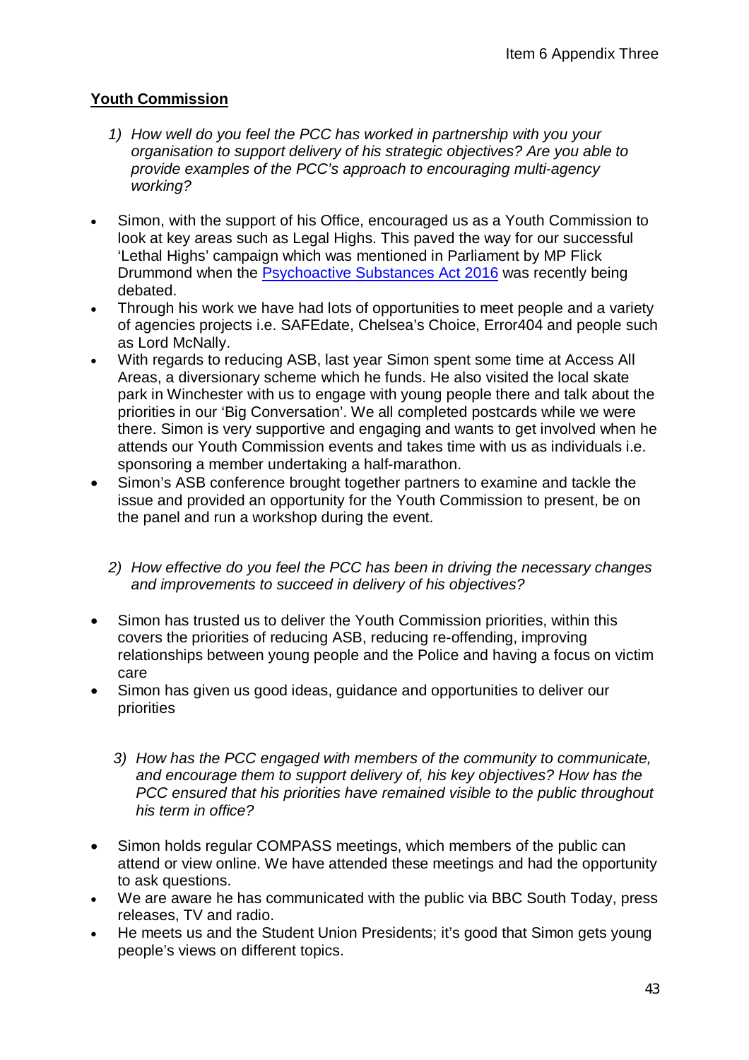Item 6 Appendix Three

## Youth Commission

1) *How well do you feel the PCC has worked in partnership with you your organisation to support delivery of his strategic objectives? Are you able to provide examples of the PCC's approach to encouraging multi-agency working?*

- Simon, with the support of his Office, encouraged us as a Youth Commission to look at key areas such as Legal Highs. This paved the way for our successful 'Lethal Highs' campaign which was mentioned in Parliament by MP Flick Drummond when the [Psychoactive Substances Act 2016]() was recently being debated.
- Through his work we have had lots of opportunities to meet people and a variety of agencies projects i.e. SAFEdate, Chelsea's Choice, Error404 and people such as Lord McNally.
- With regards to reducing ASB, last year Simon spent some time at Access All Areas, a diversionary scheme which he funds. He also visited the local skate park in Winchester with us to engage with young people there and talk about the priorities in our 'Big Conversation'. We all completed postcards while we were there. Simon is very supportive and engaging and wants to get involved when he attends our Youth Commission events and takes time with us as individuals i.e. sponsoring a member undertaking a half-marathon.
- Simon's ASB conference brought together partners to examine and tackle the issue and provided an opportunity for the Youth Commission to present, be on the panel and run a workshop during the event.

2) *How effective do you feel the PCC has been in driving the necessary changes and improvements to succeed in delivery of his objectives?*

- Simon has trusted us to deliver the Youth Commission priorities, within this covers the priorities of reducing ASB, reducing re-offending, improving relationships between young people and the Police and having a focus on victim care
- Simon has given us good ideas, guidance and opportunities to deliver our priorities

3) *How has the PCC engaged with members of the community to communicate, and encourage them to support delivery of, his key objectives? How has the PCC ensured that his priorities have remained visible to the public throughout his term in office?*

- Simon holds regular COMPASS meetings, which members of the public can attend or view online. We have attended these meetings and had the opportunity to ask questions.
- We are aware he has communicated with the public via BBC South Today, press releases, TV and radio.
- He meets us and the Student Union Presidents; it's good that Simon gets young people's views on different topics.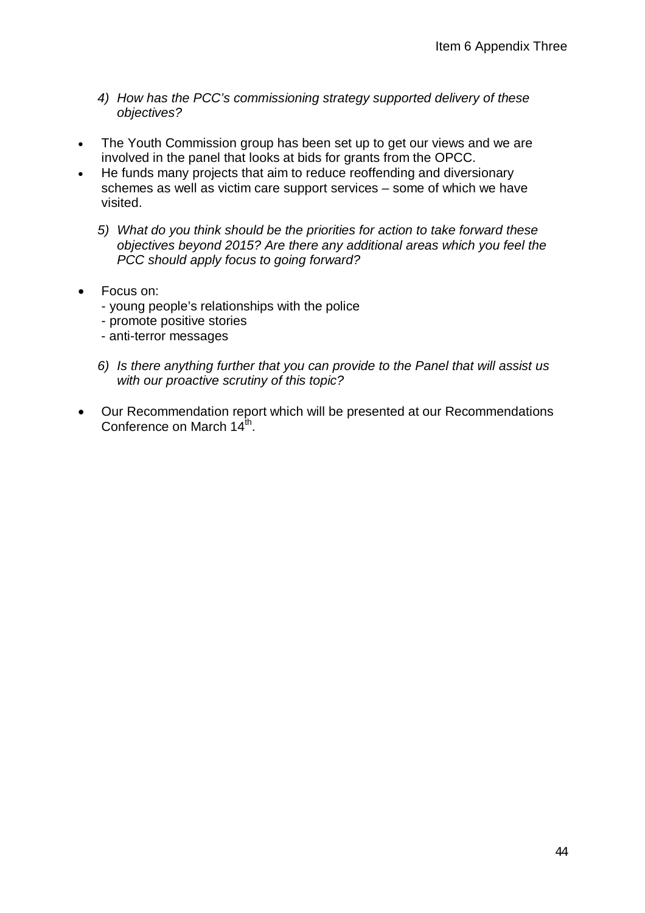*4) How has the PCC's commissioning strategy supported delivery of these objectives?*

- The Youth Commission group has been set up to get our views and we are involved in the panel that looks at bids for grants from the OPCC.
- He funds many projects that aim to reduce reoffending and diversionary schemes as well as victim care support services – some of which we have visited.

*5) What do you think should be the priorities for action to take forward these objectives beyond 2015? Are there any additional areas which you feel the PCC should apply focus to going forward?*

- Focus on:
  - young people's relationships with the police
  - promote positive stories
  - anti-terror messages

*6) Is there anything further that you can provide to the Panel that will assist us with our proactive scrutiny of this topic?*

- Our Recommendation report which will be presented at our Recommendations Conference on March 14th.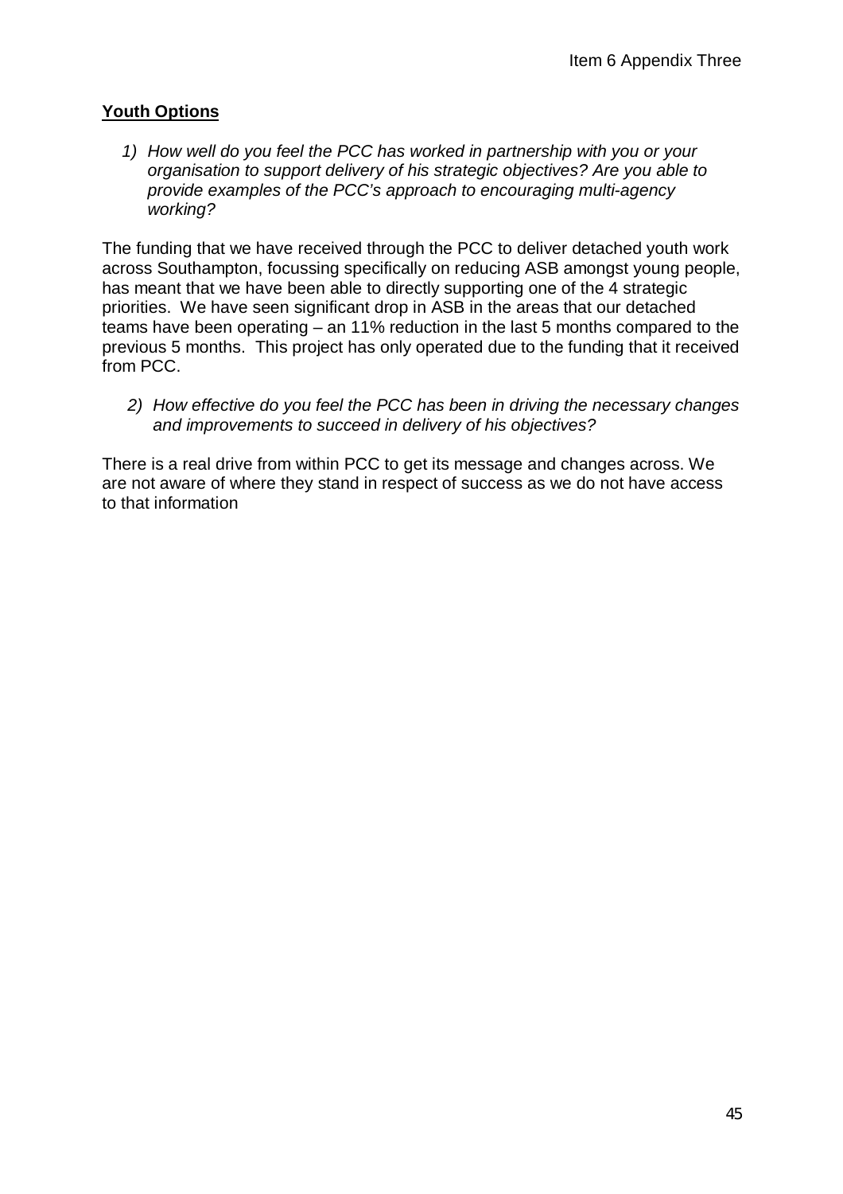## **Youth Options**

1) *How well do you feel the PCC has worked in partnership with you or your organisation to support delivery of his strategic objectives? Are you able to provide examples of the PCC's approach to encouraging multi-agency working?*

The funding that we have received through the PCC to deliver detached youth work across Southampton, focussing specifically on reducing ASB amongst young people, has meant that we have been able to directly supporting one of the 4 strategic priorities. We have seen significant drop in ASB in the areas that our detached teams have been operating – an 11% reduction in the last 5 months compared to the previous 5 months. This project has only operated due to the funding that it received from PCC.

2) *How effective do you feel the PCC has been in driving the necessary changes and improvements to succeed in delivery of his objectives?*

There is a real drive from within PCC to get its message and changes across. We are not aware of where they stand in respect of success as we do not have access to that information